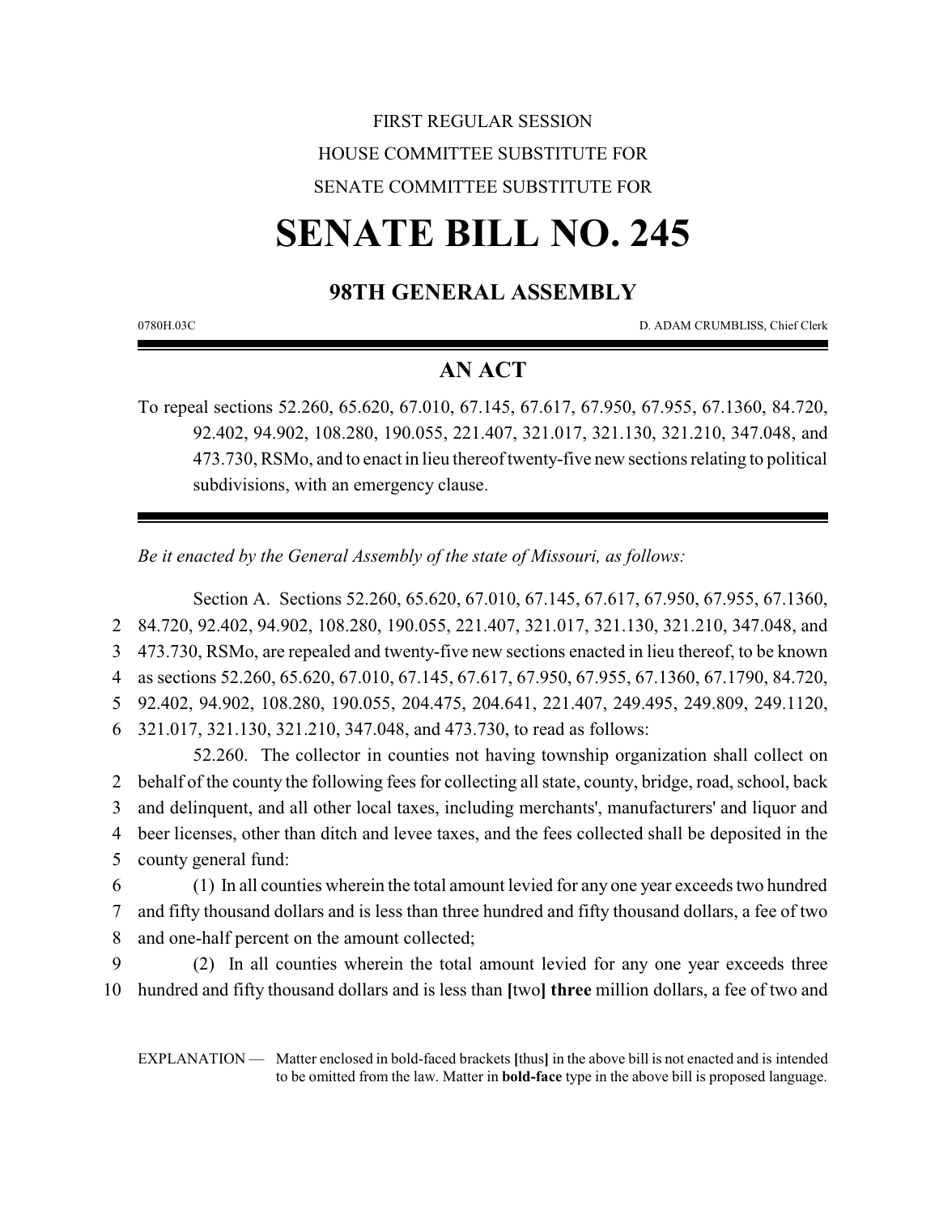FIRST REGULAR SESSION

HOUSE COMMITTEE SUBSTITUTE FOR

SENATE COMMITTEE SUBSTITUTE FOR

# SENATE BILL NO. 245

## 98TH GENERAL ASSEMBLY

0780H.03C D. ADAM CRUMBLISS, Chief Clerk

## AN ACT

To repeal sections 52.260, 65.620, 67.010, 67.145, 67.617, 67.950, 67.955, 67.1360, 84.720, 92.402, 94.902, 108.280, 190.055, 221.407, 321.017, 321.130, 321.210, 347.048, and 473.730, RSMo, and to enact in lieu thereof twenty-five new sections relating to political subdivisions, with an emergency clause.

*Be it enacted by the General Assembly of the state of Missouri, as follows:*

Section A. Sections 52.260, 65.620, 67.010, 67.145, 67.617, 67.950, 67.955, 67.1360, 84.720, 92.402, 94.902, 108.280, 190.055, 221.407, 321.017, 321.130, 321.210, 347.048, and 473.730, RSMo, are repealed and twenty-five new sections enacted in lieu thereof, to be known as sections 52.260, 65.620, 67.010, 67.145, 67.617, 67.950, 67.955, 67.1360, 67.1790, 84.720, 92.402, 94.902, 108.280, 190.055, 204.475, 204.641, 221.407, 249.495, 249.809, 249.1120, 321.017, 321.130, 321.210, 347.048, and 473.730, to read as follows:

52.260. The collector in counties not having township organization shall collect on behalf of the county the following fees for collecting all state, county, bridge, road, school, back and delinquent, and all other local taxes, including merchants', manufacturers' and liquor and beer licenses, other than ditch and levee taxes, and the fees collected shall be deposited in the county general fund:

(1) In all counties wherein the total amount levied for any one year exceeds two hundred and fifty thousand dollars and is less than three hundred and fifty thousand dollars, a fee of two and one-half percent on the amount collected;

(2) In all counties wherein the total amount levied for any one year exceeds three hundred and fifty thousand dollars and is less than **[**two**]** **three** million dollars, a fee of two and

EXPLANATION — Matter enclosed in bold-faced brackets **[**thus**]** in the above bill is not enacted and is intended to be omitted from the law. Matter in **bold-face** type in the above bill is proposed language.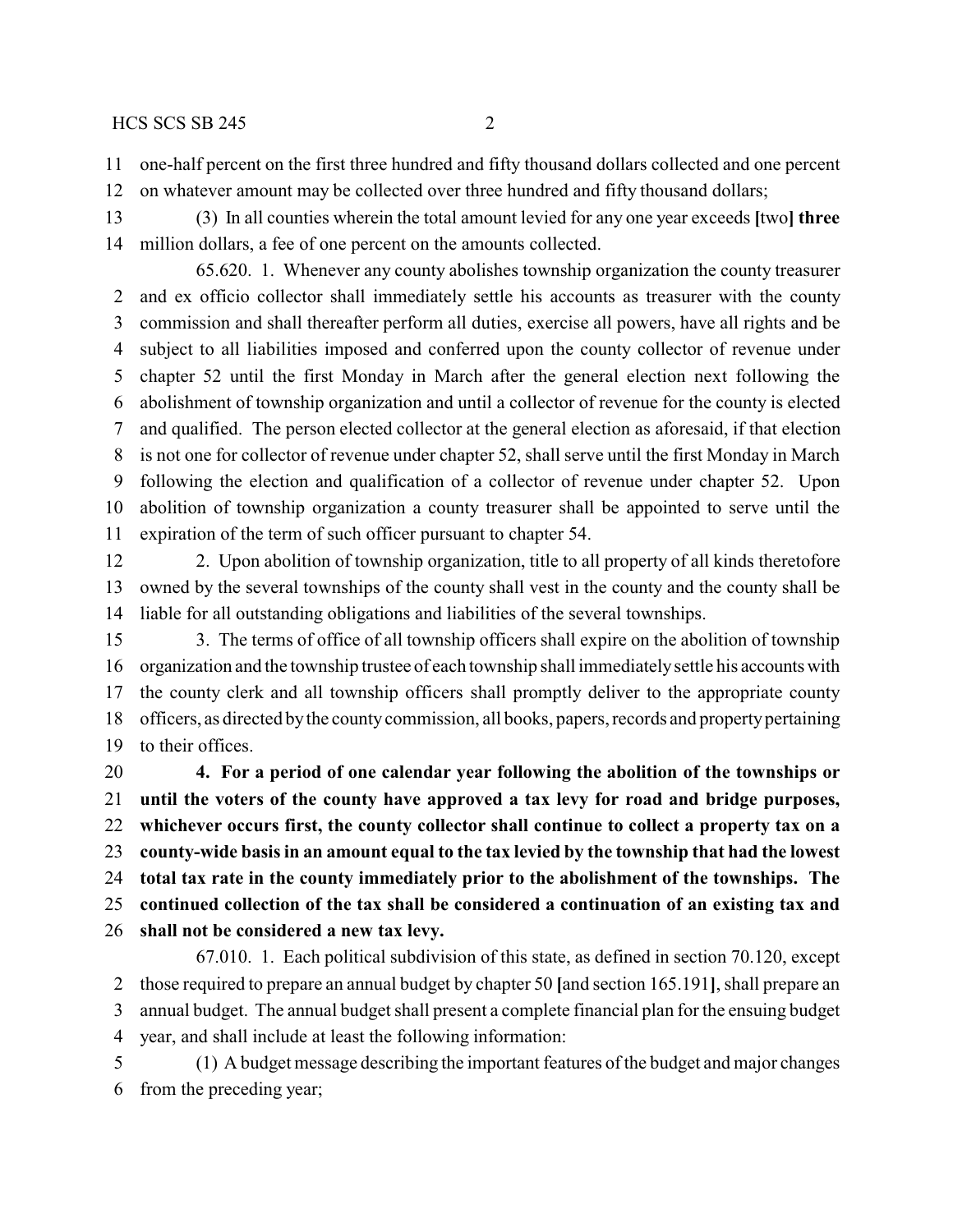one-half percent on the first three hundred and fifty thousand dollars collected and one percent on whatever amount may be collected over three hundred and fifty thousand dollars;

(3) In all counties wherein the total amount levied for any one year exceeds [two] **three** million dollars, a fee of one percent on the amounts collected.

65.620. 1. Whenever any county abolishes township organization the county treasurer and ex officio collector shall immediately settle his accounts as treasurer with the county commission and shall thereafter perform all duties, exercise all powers, have all rights and be subject to all liabilities imposed and conferred upon the county collector of revenue under chapter 52 until the first Monday in March after the general election next following the abolishment of township organization and until a collector of revenue for the county is elected and qualified. The person elected collector at the general election as aforesaid, if that election is not one for collector of revenue under chapter 52, shall serve until the first Monday in March following the election and qualification of a collector of revenue under chapter 52. Upon abolition of township organization a county treasurer shall be appointed to serve until the expiration of the term of such officer pursuant to chapter 54.

2. Upon abolition of township organization, title to all property of all kinds theretofore owned by the several townships of the county shall vest in the county and the county shall be liable for all outstanding obligations and liabilities of the several townships.

3. The terms of office of all township officers shall expire on the abolition of township organization and the township trustee of each township shall immediately settle his accounts with the county clerk and all township officers shall promptly deliver to the appropriate county officers, as directed by the county commission, all books, papers, records and property pertaining to their offices.

**4. For a period of one calendar year following the abolition of the townships or until the voters of the county have approved a tax levy for road and bridge purposes, whichever occurs first, the county collector shall continue to collect a property tax on a county-wide basis in an amount equal to the tax levied by the township that had the lowest total tax rate in the county immediately prior to the abolishment of the townships. The continued collection of the tax shall be considered a continuation of an existing tax and shall not be considered a new tax levy.**

67.010. 1. Each political subdivision of this state, as defined in section 70.120, except those required to prepare an annual budget by chapter 50 [and section 165.191], shall prepare an annual budget. The annual budget shall present a complete financial plan for the ensuing budget year, and shall include at least the following information:

(1) A budget message describing the important features of the budget and major changes from the preceding year;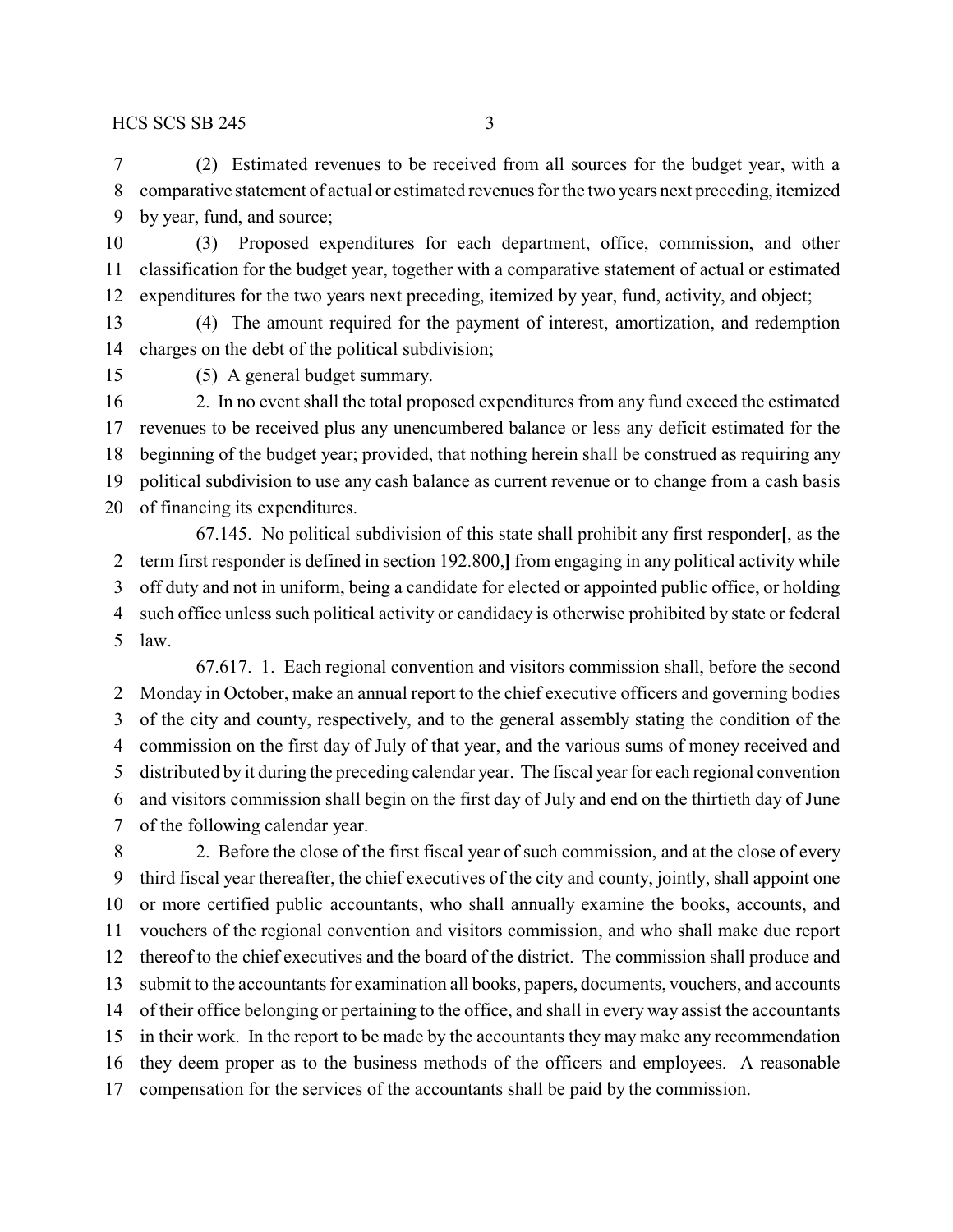(2) Estimated revenues to be received from all sources for the budget year, with a comparative statement of actual or estimated revenues for the two years next preceding, itemized by year, fund, and source;

(3) Proposed expenditures for each department, office, commission, and other classification for the budget year, together with a comparative statement of actual or estimated expenditures for the two years next preceding, itemized by year, fund, activity, and object;

(4) The amount required for the payment of interest, amortization, and redemption charges on the debt of the political subdivision;

(5) A general budget summary.

2. In no event shall the total proposed expenditures from any fund exceed the estimated revenues to be received plus any unencumbered balance or less any deficit estimated for the beginning of the budget year; provided, that nothing herein shall be construed as requiring any political subdivision to use any cash balance as current revenue or to change from a cash basis of financing its expenditures.

67.145. No political subdivision of this state shall prohibit any first responder**[**, as the term first responder is defined in section 192.800,**]** from engaging in any political activity while off duty and not in uniform, being a candidate for elected or appointed public office, or holding such office unless such political activity or candidacy is otherwise prohibited by state or federal law.

67.617. 1. Each regional convention and visitors commission shall, before the second Monday in October, make an annual report to the chief executive officers and governing bodies of the city and county, respectively, and to the general assembly stating the condition of the commission on the first day of July of that year, and the various sums of money received and distributed by it during the preceding calendar year. The fiscal year for each regional convention and visitors commission shall begin on the first day of July and end on the thirtieth day of June of the following calendar year.

2. Before the close of the first fiscal year of such commission, and at the close of every third fiscal year thereafter, the chief executives of the city and county, jointly, shall appoint one or more certified public accountants, who shall annually examine the books, accounts, and vouchers of the regional convention and visitors commission, and who shall make due report thereof to the chief executives and the board of the district. The commission shall produce and submit to the accountants for examination all books, papers, documents, vouchers, and accounts of their office belonging or pertaining to the office, and shall in every way assist the accountants in their work. In the report to be made by the accountants they may make any recommendation they deem proper as to the business methods of the officers and employees. A reasonable compensation for the services of the accountants shall be paid by the commission.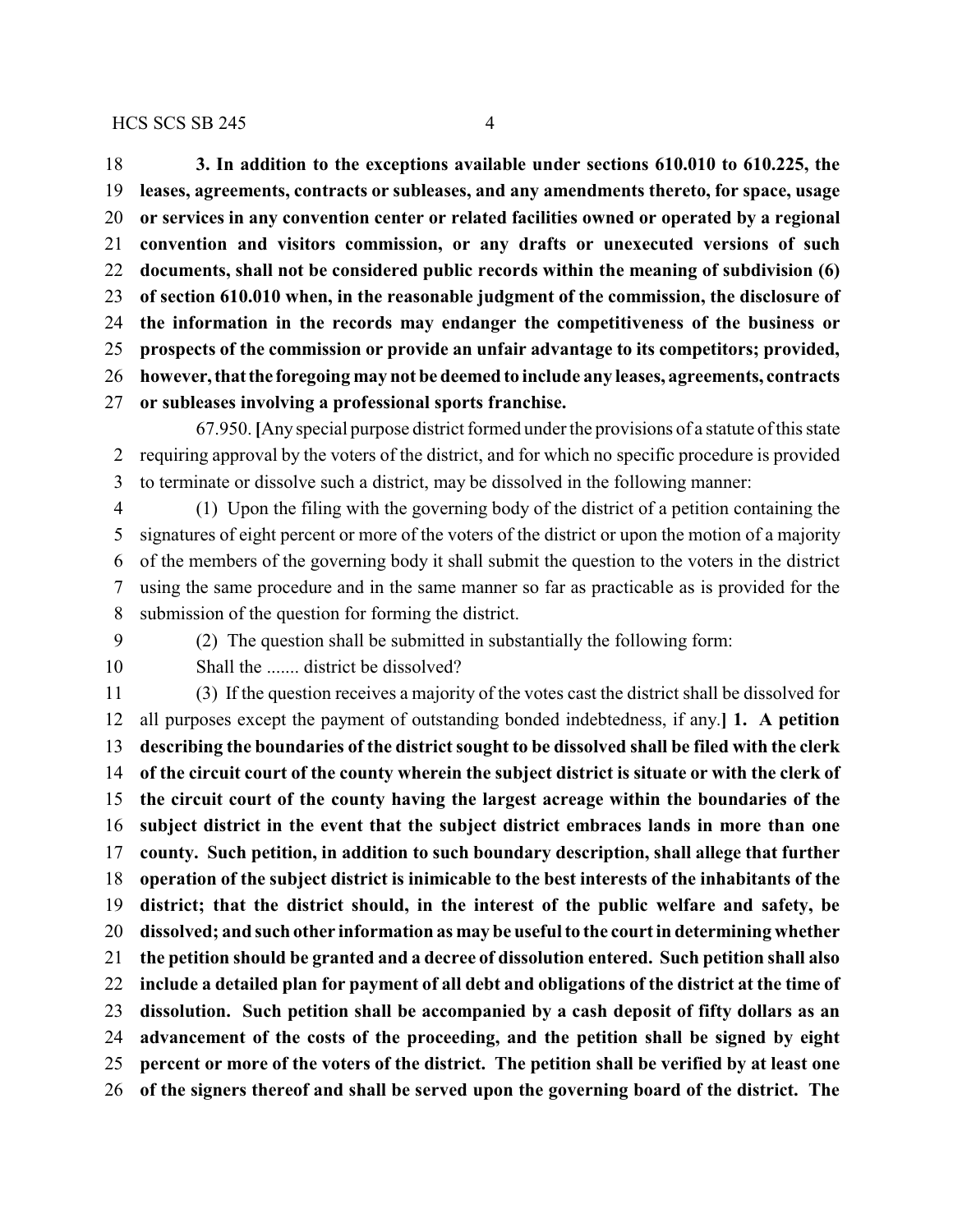**3. In addition to the exceptions available under sections 610.010 to 610.225, the leases, agreements, contracts or subleases, and any amendments thereto, for space, usage or services in any convention center or related facilities owned or operated by a regional convention and visitors commission, or any drafts or unexecuted versions of such documents, shall not be considered public records within the meaning of subdivision (6) of section 610.010 when, in the reasonable judgment of the commission, the disclosure of the information in the records may endanger the competitiveness of the business or prospects of the commission or provide an unfair advantage to its competitors; provided, however, that the foregoing may not be deemed to include any leases, agreements, contracts or subleases involving a professional sports franchise.**

67.950. **[**Any special purpose district formed under the provisions of a statute of this state requiring approval by the voters of the district, and for which no specific procedure is provided to terminate or dissolve such a district, may be dissolved in the following manner:

(1) Upon the filing with the governing body of the district of a petition containing the signatures of eight percent or more of the voters of the district or upon the motion of a majority of the members of the governing body it shall submit the question to the voters in the district using the same procedure and in the same manner so far as practicable as is provided for the submission of the question for forming the district.

(2) The question shall be submitted in substantially the following form:

Shall the ....... district be dissolved?

(3) If the question receives a majority of the votes cast the district shall be dissolved for all purposes except the payment of outstanding bonded indebtedness, if any.**] 1. A petition describing the boundaries of the district sought to be dissolved shall be filed with the clerk of the circuit court of the county wherein the subject district is situate or with the clerk of the circuit court of the county having the largest acreage within the boundaries of the subject district in the event that the subject district embraces lands in more than one county. Such petition, in addition to such boundary description, shall allege that further operation of the subject district is inimicable to the best interests of the inhabitants of the district; that the district should, in the interest of the public welfare and safety, be dissolved; and such other information as may be useful to the court in determining whether the petition should be granted and a decree of dissolution entered. Such petition shall also include a detailed plan for payment of all debt and obligations of the district at the time of dissolution. Such petition shall be accompanied by a cash deposit of fifty dollars as an advancement of the costs of the proceeding, and the petition shall be signed by eight percent or more of the voters of the district. The petition shall be verified by at least one of the signers thereof and shall be served upon the governing board of the district. The**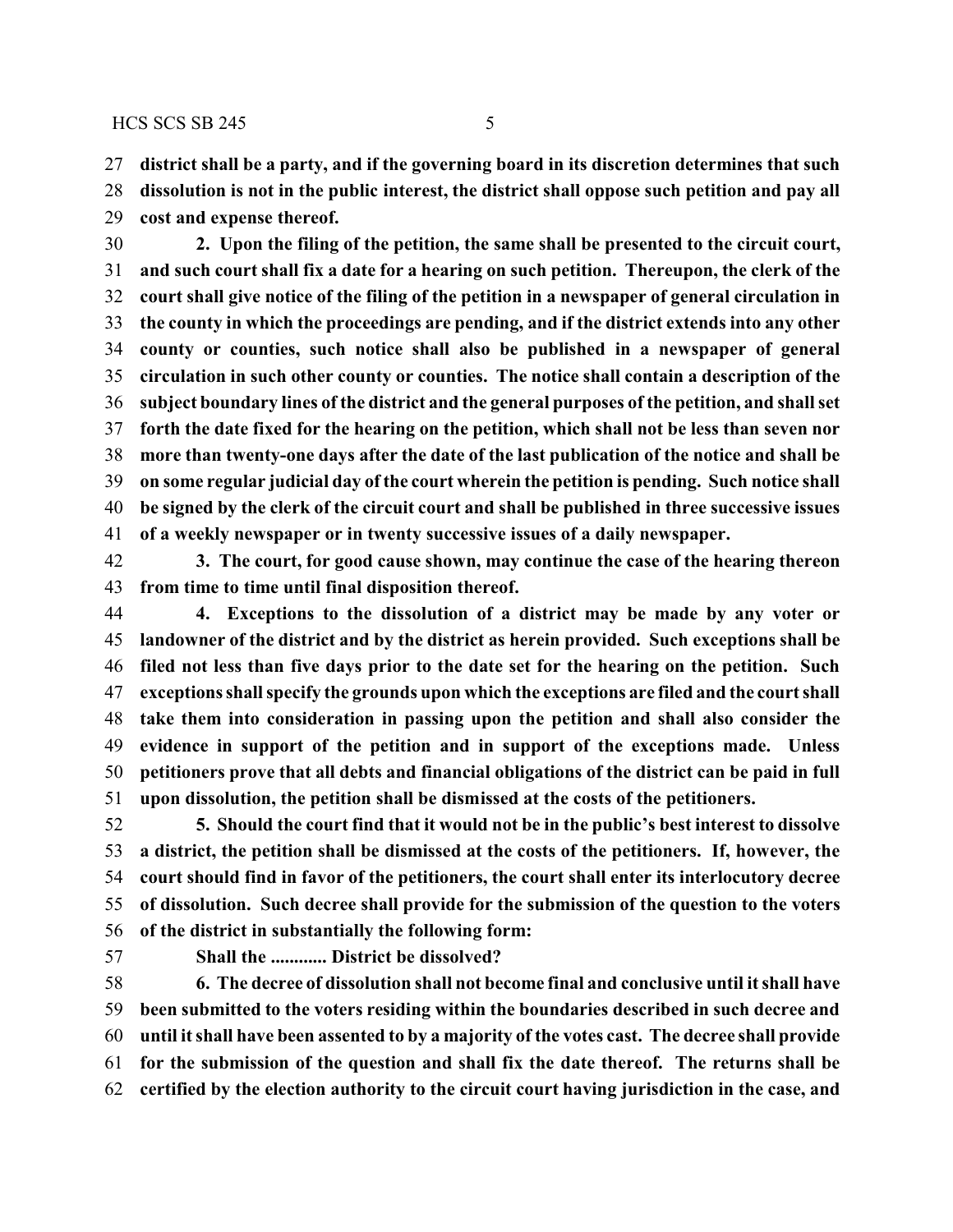**district shall be a party, and if the governing board in its discretion determines that such dissolution is not in the public interest, the district shall oppose such petition and pay all cost and expense thereof.**

**2. Upon the filing of the petition, the same shall be presented to the circuit court, and such court shall fix a date for a hearing on such petition. Thereupon, the clerk of the court shall give notice of the filing of the petition in a newspaper of general circulation in the county in which the proceedings are pending, and if the district extends into any other county or counties, such notice shall also be published in a newspaper of general circulation in such other county or counties. The notice shall contain a description of the subject boundary lines of the district and the general purposes of the petition, and shall set forth the date fixed for the hearing on the petition, which shall not be less than seven nor more than twenty-one days after the date of the last publication of the notice and shall be on some regular judicial day of the court wherein the petition is pending. Such notice shall be signed by the clerk of the circuit court and shall be published in three successive issues of a weekly newspaper or in twenty successive issues of a daily newspaper.**

**3. The court, for good cause shown, may continue the case of the hearing thereon from time to time until final disposition thereof.**

**4. Exceptions to the dissolution of a district may be made by any voter or landowner of the district and by the district as herein provided. Such exceptions shall be filed not less than five days prior to the date set for the hearing on the petition. Such exceptions shall specify the grounds upon which the exceptions are filed and the court shall take them into consideration in passing upon the petition and shall also consider the evidence in support of the petition and in support of the exceptions made. Unless petitioners prove that all debts and financial obligations of the district can be paid in full upon dissolution, the petition shall be dismissed at the costs of the petitioners.**

**5. Should the court find that it would not be in the public's best interest to dissolve a district, the petition shall be dismissed at the costs of the petitioners. If, however, the court should find in favor of the petitioners, the court shall enter its interlocutory decree of dissolution. Such decree shall provide for the submission of the question to the voters of the district in substantially the following form:**

**Shall the ............ District be dissolved?**

**6. The decree of dissolution shall not become final and conclusive until it shall have been submitted to the voters residing within the boundaries described in such decree and until it shall have been assented to by a majority of the votes cast. The decree shall provide for the submission of the question and shall fix the date thereof. The returns shall be certified by the election authority to the circuit court having jurisdiction in the case, and**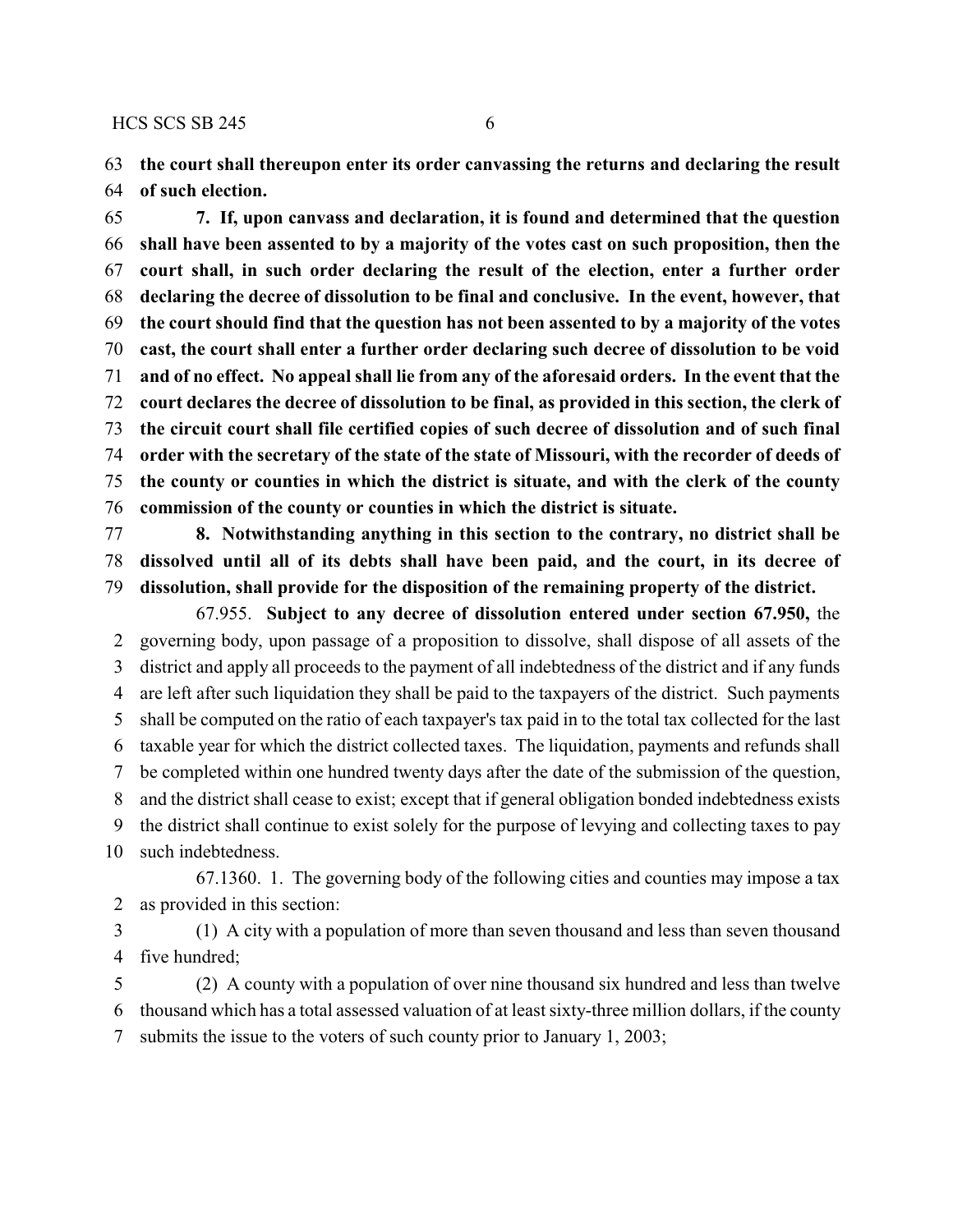**the court shall thereupon enter its order canvassing the returns and declaring the result of such election.**

**7. If, upon canvass and declaration, it is found and determined that the question shall have been assented to by a majority of the votes cast on such proposition, then the court shall, in such order declaring the result of the election, enter a further order declaring the decree of dissolution to be final and conclusive. In the event, however, that the court should find that the question has not been assented to by a majority of the votes cast, the court shall enter a further order declaring such decree of dissolution to be void and of no effect. No appeal shall lie from any of the aforesaid orders. In the event that the court declares the decree of dissolution to be final, as provided in this section, the clerk of the circuit court shall file certified copies of such decree of dissolution and of such final order with the secretary of the state of the state of Missouri, with the recorder of deeds of the county or counties in which the district is situate, and with the clerk of the county commission of the county or counties in which the district is situate.**

**8. Notwithstanding anything in this section to the contrary, no district shall be dissolved until all of its debts shall have been paid, and the court, in its decree of dissolution, shall provide for the disposition of the remaining property of the district.**

67.955. **Subject to any decree of dissolution entered under section 67.950,** the governing body, upon passage of a proposition to dissolve, shall dispose of all assets of the district and apply all proceeds to the payment of all indebtedness of the district and if any funds are left after such liquidation they shall be paid to the taxpayers of the district. Such payments shall be computed on the ratio of each taxpayer's tax paid in to the total tax collected for the last taxable year for which the district collected taxes. The liquidation, payments and refunds shall be completed within one hundred twenty days after the date of the submission of the question, and the district shall cease to exist; except that if general obligation bonded indebtedness exists the district shall continue to exist solely for the purpose of levying and collecting taxes to pay such indebtedness.

67.1360. 1. The governing body of the following cities and counties may impose a tax as provided in this section:

(1) A city with a population of more than seven thousand and less than seven thousand five hundred;

(2) A county with a population of over nine thousand six hundred and less than twelve thousand which has a total assessed valuation of at least sixty-three million dollars, if the county submits the issue to the voters of such county prior to January 1, 2003;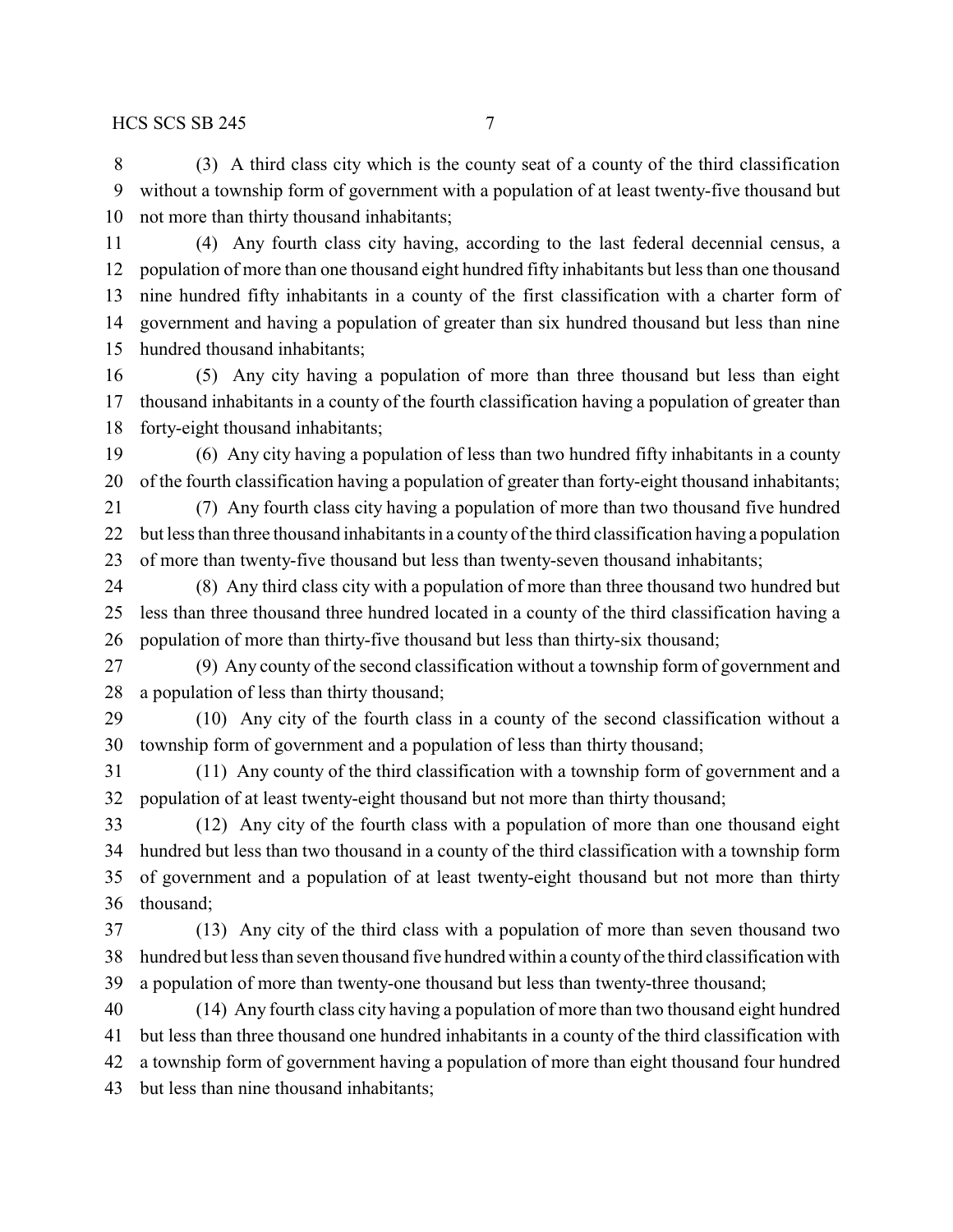(3) A third class city which is the county seat of a county of the third classification without a township form of government with a population of at least twenty-five thousand but not more than thirty thousand inhabitants;

(4) Any fourth class city having, according to the last federal decennial census, a population of more than one thousand eight hundred fifty inhabitants but less than one thousand nine hundred fifty inhabitants in a county of the first classification with a charter form of government and having a population of greater than six hundred thousand but less than nine hundred thousand inhabitants;

(5) Any city having a population of more than three thousand but less than eight thousand inhabitants in a county of the fourth classification having a population of greater than forty-eight thousand inhabitants;

(6) Any city having a population of less than two hundred fifty inhabitants in a county of the fourth classification having a population of greater than forty-eight thousand inhabitants;

(7) Any fourth class city having a population of more than two thousand five hundred but less than three thousand inhabitants in a county of the third classification having a population of more than twenty-five thousand but less than twenty-seven thousand inhabitants;

(8) Any third class city with a population of more than three thousand two hundred but less than three thousand three hundred located in a county of the third classification having a population of more than thirty-five thousand but less than thirty-six thousand;

(9) Any county of the second classification without a township form of government and a population of less than thirty thousand;

(10) Any city of the fourth class in a county of the second classification without a township form of government and a population of less than thirty thousand;

(11) Any county of the third classification with a township form of government and a population of at least twenty-eight thousand but not more than thirty thousand;

(12) Any city of the fourth class with a population of more than one thousand eight hundred but less than two thousand in a county of the third classification with a township form of government and a population of at least twenty-eight thousand but not more than thirty thousand;

(13) Any city of the third class with a population of more than seven thousand two hundred but less than seven thousand five hundred within a county of the third classification with a population of more than twenty-one thousand but less than twenty-three thousand;

(14) Any fourth class city having a population of more than two thousand eight hundred but less than three thousand one hundred inhabitants in a county of the third classification with a township form of government having a population of more than eight thousand four hundred but less than nine thousand inhabitants;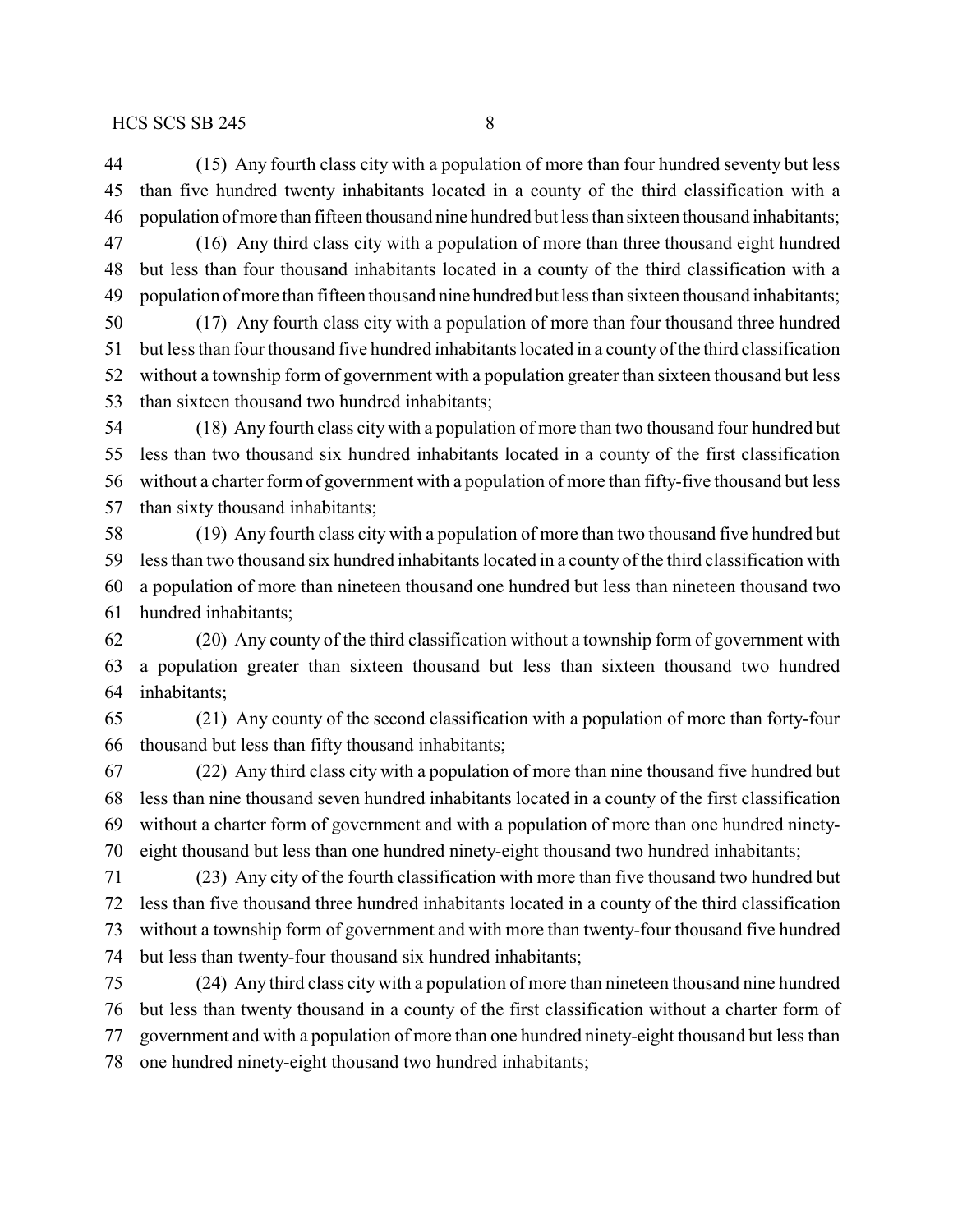(15) Any fourth class city with a population of more than four hundred seventy but less than five hundred twenty inhabitants located in a county of the third classification with a population of more than fifteen thousand nine hundred but less than sixteen thousand inhabitants;

(16) Any third class city with a population of more than three thousand eight hundred but less than four thousand inhabitants located in a county of the third classification with a population of more than fifteen thousand nine hundred but less than sixteen thousand inhabitants;

(17) Any fourth class city with a population of more than four thousand three hundred but less than four thousand five hundred inhabitants located in a county of the third classification without a township form of government with a population greater than sixteen thousand but less than sixteen thousand two hundred inhabitants;

(18) Any fourth class city with a population of more than two thousand four hundred but less than two thousand six hundred inhabitants located in a county of the first classification without a charter form of government with a population of more than fifty-five thousand but less than sixty thousand inhabitants;

(19) Any fourth class city with a population of more than two thousand five hundred but less than two thousand six hundred inhabitants located in a county of the third classification with a population of more than nineteen thousand one hundred but less than nineteen thousand two hundred inhabitants;

(20) Any county of the third classification without a township form of government with a population greater than sixteen thousand but less than sixteen thousand two hundred inhabitants;

(21) Any county of the second classification with a population of more than forty-four thousand but less than fifty thousand inhabitants;

(22) Any third class city with a population of more than nine thousand five hundred but less than nine thousand seven hundred inhabitants located in a county of the first classification without a charter form of government and with a population of more than one hundred ninety-eight thousand but less than one hundred ninety-eight thousand two hundred inhabitants;

(23) Any city of the fourth classification with more than five thousand two hundred but less than five thousand three hundred inhabitants located in a county of the third classification without a township form of government and with more than twenty-four thousand five hundred but less than twenty-four thousand six hundred inhabitants;

(24) Any third class city with a population of more than nineteen thousand nine hundred but less than twenty thousand in a county of the first classification without a charter form of government and with a population of more than one hundred ninety-eight thousand but less than one hundred ninety-eight thousand two hundred inhabitants;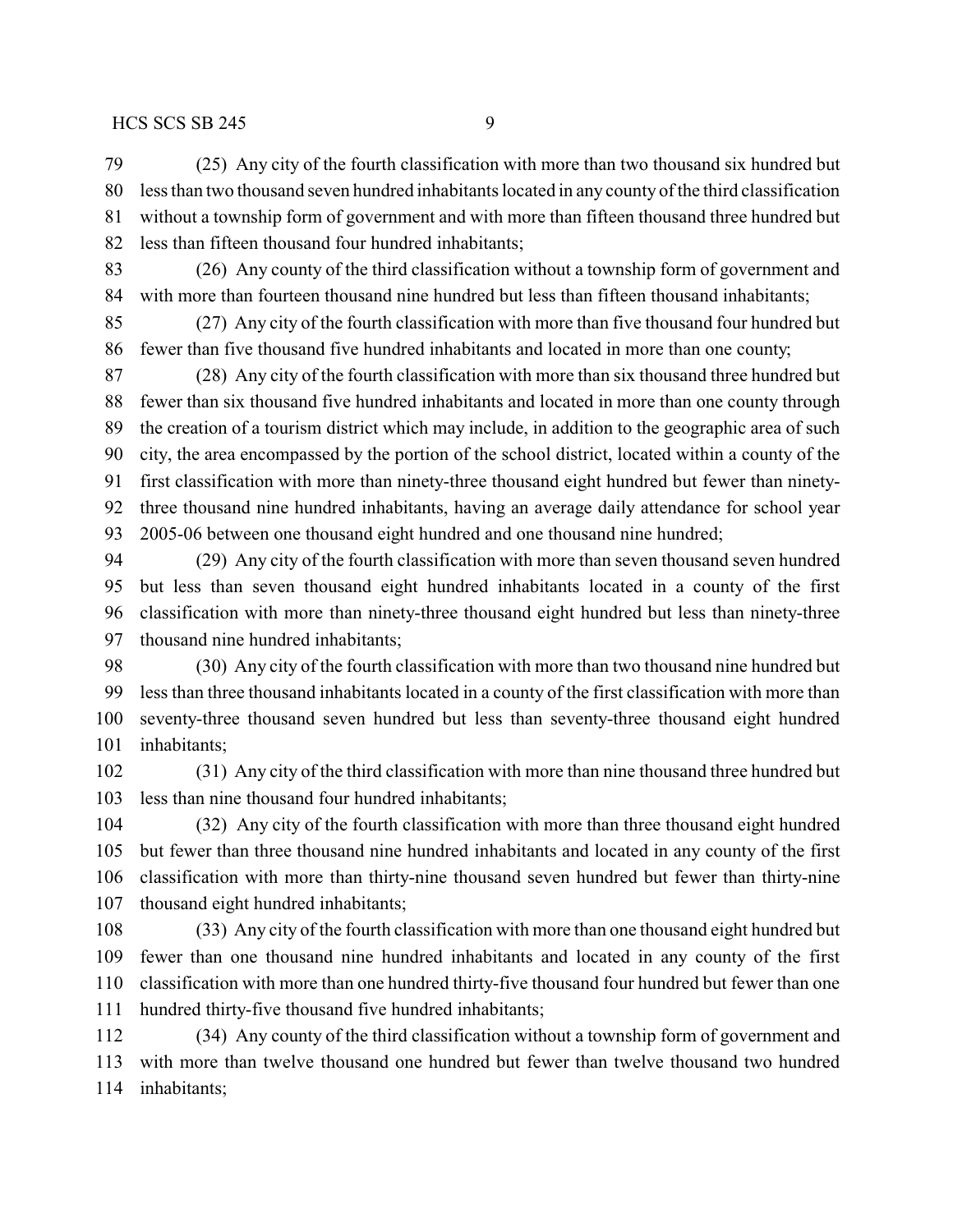(25) Any city of the fourth classification with more than two thousand six hundred but less than two thousand seven hundred inhabitants located in any county of the third classification without a township form of government and with more than fifteen thousand three hundred but less than fifteen thousand four hundred inhabitants;

(26) Any county of the third classification without a township form of government and with more than fourteen thousand nine hundred but less than fifteen thousand inhabitants;

(27) Any city of the fourth classification with more than five thousand four hundred but fewer than five thousand five hundred inhabitants and located in more than one county;

(28) Any city of the fourth classification with more than six thousand three hundred but fewer than six thousand five hundred inhabitants and located in more than one county through the creation of a tourism district which may include, in addition to the geographic area of such city, the area encompassed by the portion of the school district, located within a county of the first classification with more than ninety-three thousand eight hundred but fewer than ninety-three thousand nine hundred inhabitants, having an average daily attendance for school year 2005-06 between one thousand eight hundred and one thousand nine hundred;

(29) Any city of the fourth classification with more than seven thousand seven hundred but less than seven thousand eight hundred inhabitants located in a county of the first classification with more than ninety-three thousand eight hundred but less than ninety-three thousand nine hundred inhabitants;

(30) Any city of the fourth classification with more than two thousand nine hundred but less than three thousand inhabitants located in a county of the first classification with more than seventy-three thousand seven hundred but less than seventy-three thousand eight hundred inhabitants;

(31) Any city of the third classification with more than nine thousand three hundred but less than nine thousand four hundred inhabitants;

(32) Any city of the fourth classification with more than three thousand eight hundred but fewer than three thousand nine hundred inhabitants and located in any county of the first classification with more than thirty-nine thousand seven hundred but fewer than thirty-nine thousand eight hundred inhabitants;

(33) Any city of the fourth classification with more than one thousand eight hundred but fewer than one thousand nine hundred inhabitants and located in any county of the first classification with more than one hundred thirty-five thousand four hundred but fewer than one hundred thirty-five thousand five hundred inhabitants;

(34) Any county of the third classification without a township form of government and with more than twelve thousand one hundred but fewer than twelve thousand two hundred inhabitants;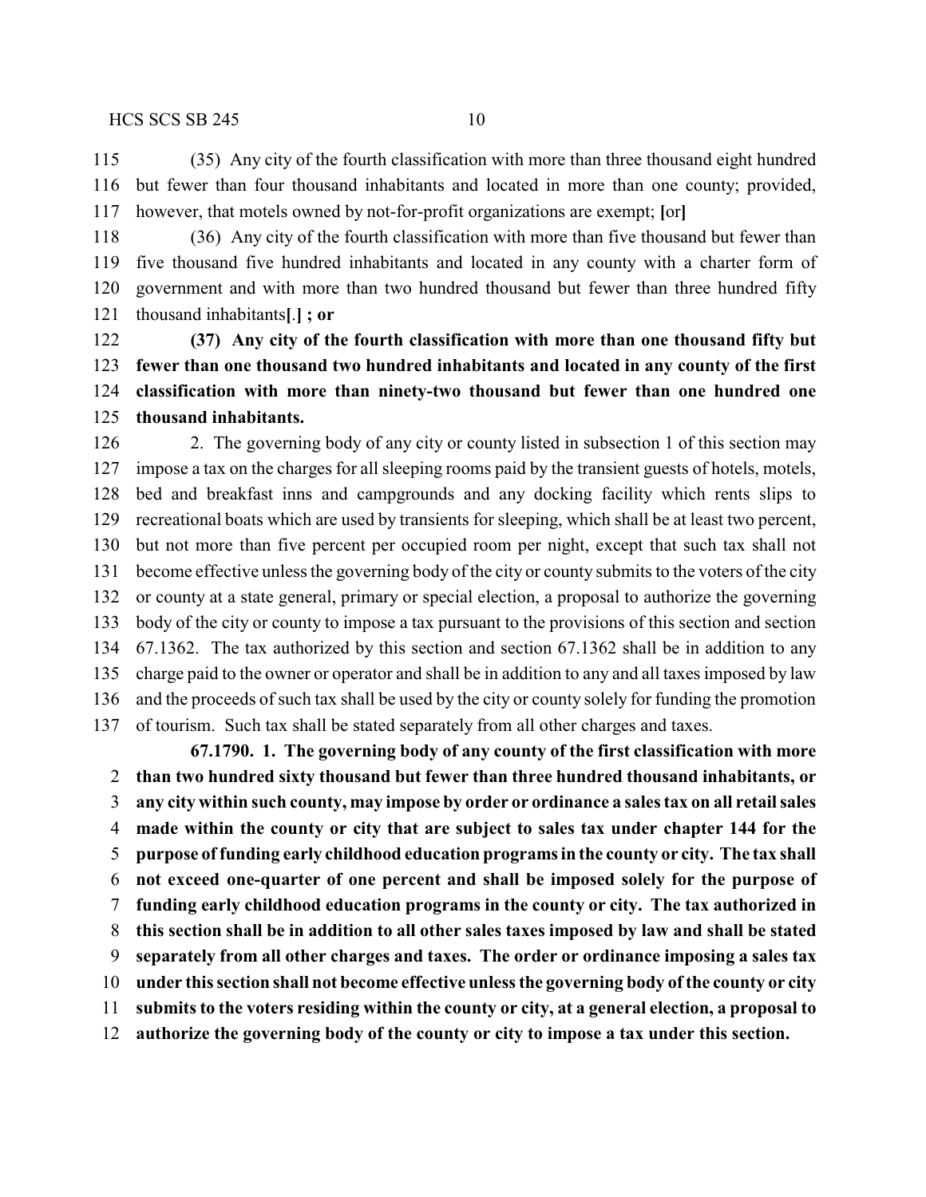(35) Any city of the fourth classification with more than three thousand eight hundred but fewer than four thousand inhabitants and located in more than one county; provided, however, that motels owned by not-for-profit organizations are exempt; [or]

(36) Any city of the fourth classification with more than five thousand but fewer than five thousand five hundred inhabitants and located in any county with a charter form of government and with more than two hundred thousand but fewer than three hundred fifty thousand inhabitants[.] **; or**

**(37) Any city of the fourth classification with more than one thousand fifty but fewer than one thousand two hundred inhabitants and located in any county of the first classification with more than ninety-two thousand but fewer than one hundred one thousand inhabitants.**

2. The governing body of any city or county listed in subsection 1 of this section may impose a tax on the charges for all sleeping rooms paid by the transient guests of hotels, motels, bed and breakfast inns and campgrounds and any docking facility which rents slips to recreational boats which are used by transients for sleeping, which shall be at least two percent, but not more than five percent per occupied room per night, except that such tax shall not become effective unless the governing body of the city or county submits to the voters of the city or county at a state general, primary or special election, a proposal to authorize the governing body of the city or county to impose a tax pursuant to the provisions of this section and section 67.1362. The tax authorized by this section and section 67.1362 shall be in addition to any charge paid to the owner or operator and shall be in addition to any and all taxes imposed by law and the proceeds of such tax shall be used by the city or county solely for funding the promotion of tourism. Such tax shall be stated separately from all other charges and taxes.

**67.1790. 1. The governing body of any county of the first classification with more than two hundred sixty thousand but fewer than three hundred thousand inhabitants, or any city within such county, may impose by order or ordinance a sales tax on all retail sales made within the county or city that are subject to sales tax under chapter 144 for the purpose of funding early childhood education programs in the county or city. The tax shall not exceed one-quarter of one percent and shall be imposed solely for the purpose of funding early childhood education programs in the county or city. The tax authorized in this section shall be in addition to all other sales taxes imposed by law and shall be stated separately from all other charges and taxes. The order or ordinance imposing a sales tax under this section shall not become effective unless the governing body of the county or city submits to the voters residing within the county or city, at a general election, a proposal to authorize the governing body of the county or city to impose a tax under this section.**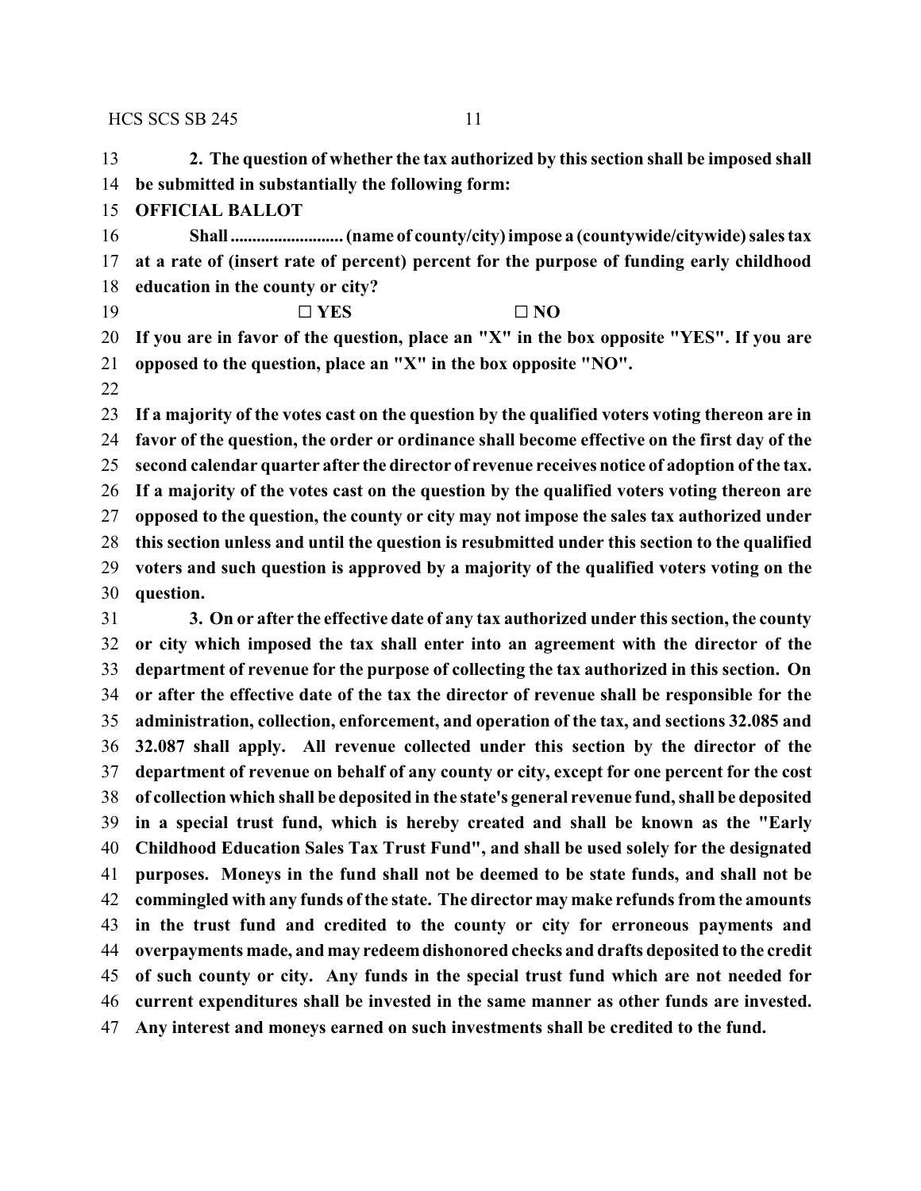**2. The question of whether the tax authorized by this section shall be imposed shall be submitted in substantially the following form:**

**OFFICIAL BALLOT**

**Shall .......................... (name of county/city) impose a (countywide/citywide) sales tax at a rate of (insert rate of percent) percent for the purpose of funding early childhood education in the county or city?**

**☐ YES ☐ NO**

**If you are in favor of the question, place an "X" in the box opposite "YES". If you are opposed to the question, place an "X" in the box opposite "NO".**

**If a majority of the votes cast on the question by the qualified voters voting thereon are in favor of the question, the order or ordinance shall become effective on the first day of the second calendar quarter after the director of revenue receives notice of adoption of the tax. If a majority of the votes cast on the question by the qualified voters voting thereon are opposed to the question, the county or city may not impose the sales tax authorized under this section unless and until the question is resubmitted under this section to the qualified voters and such question is approved by a majority of the qualified voters voting on the question.**

**3. On or after the effective date of any tax authorized under this section, the county or city which imposed the tax shall enter into an agreement with the director of the department of revenue for the purpose of collecting the tax authorized in this section. On or after the effective date of the tax the director of revenue shall be responsible for the administration, collection, enforcement, and operation of the tax, and sections 32.085 and 32.087 shall apply. All revenue collected under this section by the director of the department of revenue on behalf of any county or city, except for one percent for the cost of collection which shall be deposited in the state's general revenue fund, shall be deposited in a special trust fund, which is hereby created and shall be known as the "Early Childhood Education Sales Tax Trust Fund", and shall be used solely for the designated purposes. Moneys in the fund shall not be deemed to be state funds, and shall not be commingled with any funds of the state. The director may make refunds from the amounts in the trust fund and credited to the county or city for erroneous payments and overpayments made, and may redeem dishonored checks and drafts deposited to the credit of such county or city. Any funds in the special trust fund which are not needed for current expenditures shall be invested in the same manner as other funds are invested. Any interest and moneys earned on such investments shall be credited to the fund.**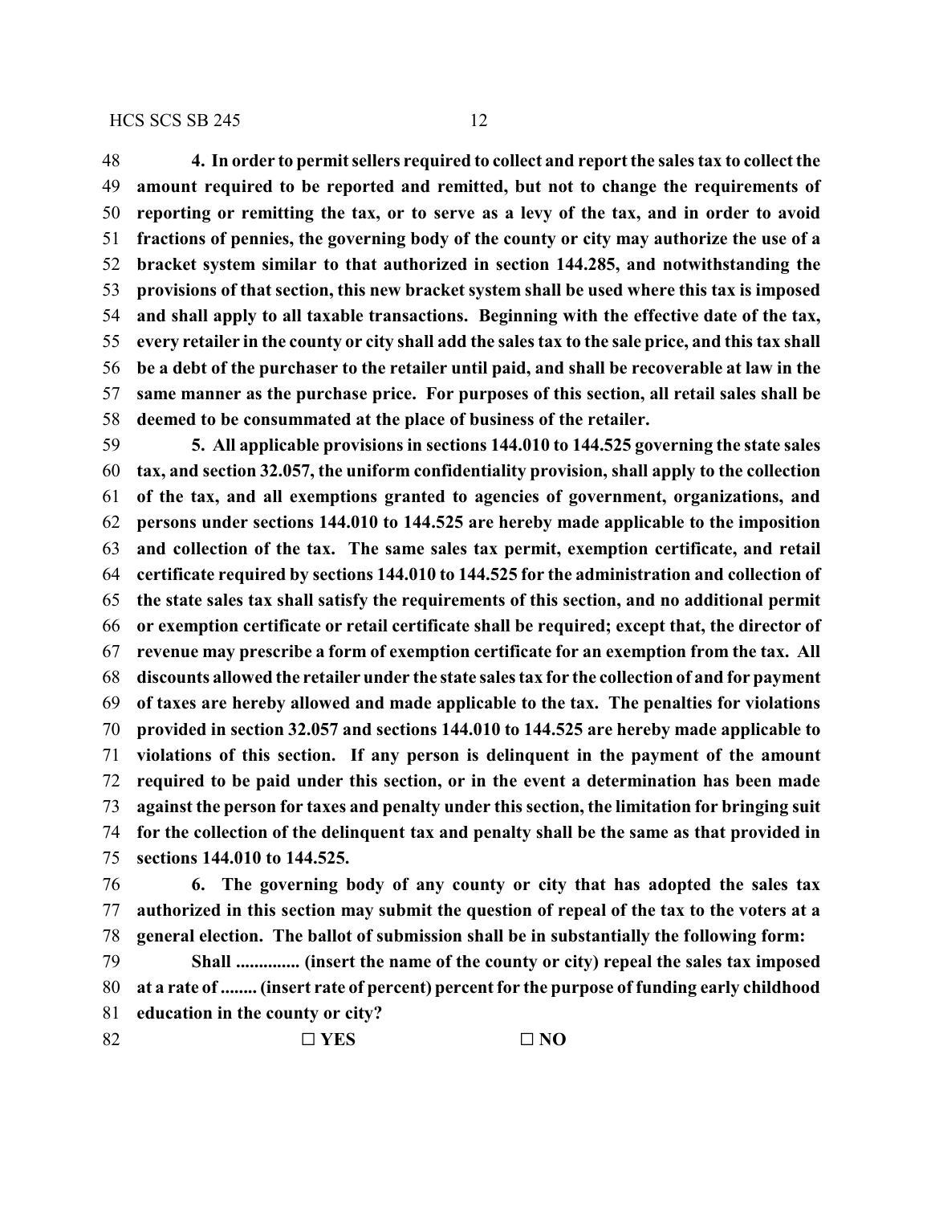**4. In order to permit sellers required to collect and report the sales tax to collect the amount required to be reported and remitted, but not to change the requirements of reporting or remitting the tax, or to serve as a levy of the tax, and in order to avoid fractions of pennies, the governing body of the county or city may authorize the use of a bracket system similar to that authorized in section 144.285, and notwithstanding the provisions of that section, this new bracket system shall be used where this tax is imposed and shall apply to all taxable transactions. Beginning with the effective date of the tax, every retailer in the county or city shall add the sales tax to the sale price, and this tax shall be a debt of the purchaser to the retailer until paid, and shall be recoverable at law in the same manner as the purchase price. For purposes of this section, all retail sales shall be deemed to be consummated at the place of business of the retailer.**

**5. All applicable provisions in sections 144.010 to 144.525 governing the state sales tax, and section 32.057, the uniform confidentiality provision, shall apply to the collection of the tax, and all exemptions granted to agencies of government, organizations, and persons under sections 144.010 to 144.525 are hereby made applicable to the imposition and collection of the tax. The same sales tax permit, exemption certificate, and retail certificate required by sections 144.010 to 144.525 for the administration and collection of the state sales tax shall satisfy the requirements of this section, and no additional permit or exemption certificate or retail certificate shall be required; except that, the director of revenue may prescribe a form of exemption certificate for an exemption from the tax. All discounts allowed the retailer under the state sales tax for the collection of and for payment of taxes are hereby allowed and made applicable to the tax. The penalties for violations provided in section 32.057 and sections 144.010 to 144.525 are hereby made applicable to violations of this section. If any person is delinquent in the payment of the amount required to be paid under this section, or in the event a determination has been made against the person for taxes and penalty under this section, the limitation for bringing suit for the collection of the delinquent tax and penalty shall be the same as that provided in sections 144.010 to 144.525.**

**6. The governing body of any county or city that has adopted the sales tax authorized in this section may submit the question of repeal of the tax to the voters at a general election. The ballot of submission shall be in substantially the following form:**

**Shall .............. (insert the name of the county or city) repeal the sales tax imposed at a rate of ........ (insert rate of percent) percent for the purpose of funding early childhood education in the county or city?**

**☐ YES ☐ NO**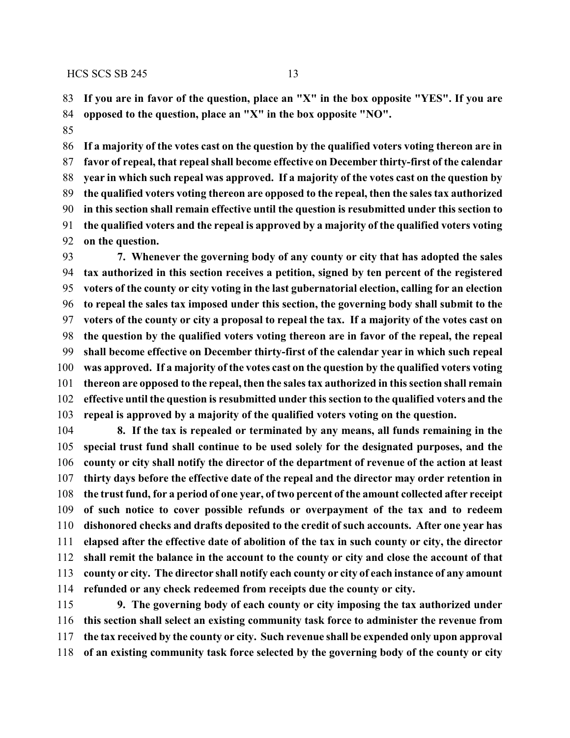**If you are in favor of the question, place an "X" in the box opposite "YES". If you are opposed to the question, place an "X" in the box opposite "NO".**

**If a majority of the votes cast on the question by the qualified voters voting thereon are in favor of repeal, that repeal shall become effective on December thirty-first of the calendar year in which such repeal was approved. If a majority of the votes cast on the question by the qualified voters voting thereon are opposed to the repeal, then the sales tax authorized in this section shall remain effective until the question is resubmitted under this section to the qualified voters and the repeal is approved by a majority of the qualified voters voting on the question.**

**7. Whenever the governing body of any county or city that has adopted the sales tax authorized in this section receives a petition, signed by ten percent of the registered voters of the county or city voting in the last gubernatorial election, calling for an election to repeal the sales tax imposed under this section, the governing body shall submit to the voters of the county or city a proposal to repeal the tax. If a majority of the votes cast on the question by the qualified voters voting thereon are in favor of the repeal, the repeal shall become effective on December thirty-first of the calendar year in which such repeal was approved. If a majority of the votes cast on the question by the qualified voters voting thereon are opposed to the repeal, then the sales tax authorized in this section shall remain effective until the question is resubmitted under this section to the qualified voters and the repeal is approved by a majority of the qualified voters voting on the question.**

**8. If the tax is repealed or terminated by any means, all funds remaining in the special trust fund shall continue to be used solely for the designated purposes, and the county or city shall notify the director of the department of revenue of the action at least thirty days before the effective date of the repeal and the director may order retention in the trust fund, for a period of one year, of two percent of the amount collected after receipt of such notice to cover possible refunds or overpayment of the tax and to redeem dishonored checks and drafts deposited to the credit of such accounts. After one year has elapsed after the effective date of abolition of the tax in such county or city, the director shall remit the balance in the account to the county or city and close the account of that county or city. The director shall notify each county or city of each instance of any amount refunded or any check redeemed from receipts due the county or city.**

**9. The governing body of each county or city imposing the tax authorized under this section shall select an existing community task force to administer the revenue from the tax received by the county or city. Such revenue shall be expended only upon approval of an existing community task force selected by the governing body of the county or city**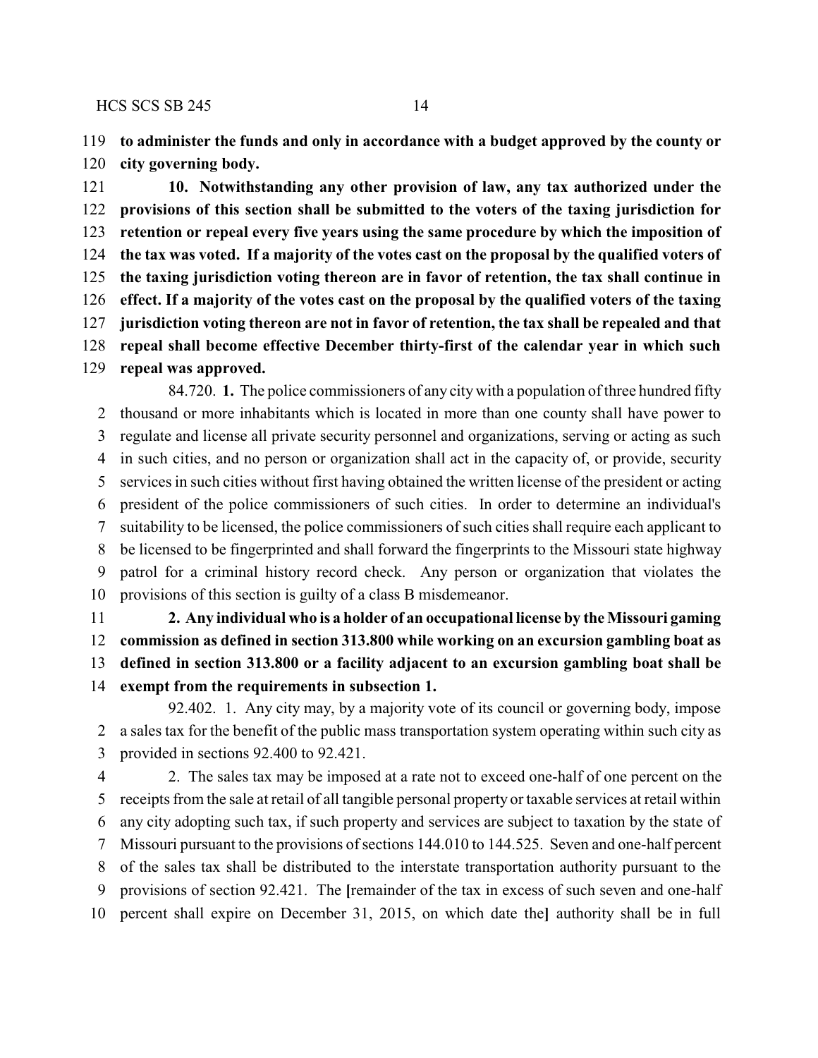**to administer the funds and only in accordance with a budget approved by the county or city governing body.**

**10. Notwithstanding any other provision of law, any tax authorized under the provisions of this section shall be submitted to the voters of the taxing jurisdiction for retention or repeal every five years using the same procedure by which the imposition of the tax was voted. If a majority of the votes cast on the proposal by the qualified voters of the taxing jurisdiction voting thereon are in favor of retention, the tax shall continue in effect. If a majority of the votes cast on the proposal by the qualified voters of the taxing jurisdiction voting thereon are not in favor of retention, the tax shall be repealed and that repeal shall become effective December thirty-first of the calendar year in which such repeal was approved.**

84.720. **1.** The police commissioners of any city with a population of three hundred fifty thousand or more inhabitants which is located in more than one county shall have power to regulate and license all private security personnel and organizations, serving or acting as such in such cities, and no person or organization shall act in the capacity of, or provide, security services in such cities without first having obtained the written license of the president or acting president of the police commissioners of such cities. In order to determine an individual's suitability to be licensed, the police commissioners of such cities shall require each applicant to be licensed to be fingerprinted and shall forward the fingerprints to the Missouri state highway patrol for a criminal history record check. Any person or organization that violates the provisions of this section is guilty of a class B misdemeanor.

**2. Any individual who is a holder of an occupational license by the Missouri gaming commission as defined in section 313.800 while working on an excursion gambling boat as defined in section 313.800 or a facility adjacent to an excursion gambling boat shall be exempt from the requirements in subsection 1.**

92.402. 1. Any city may, by a majority vote of its council or governing body, impose a sales tax for the benefit of the public mass transportation system operating within such city as provided in sections 92.400 to 92.421.

2. The sales tax may be imposed at a rate not to exceed one-half of one percent on the receipts from the sale at retail of all tangible personal property or taxable services at retail within any city adopting such tax, if such property and services are subject to taxation by the state of Missouri pursuant to the provisions of sections 144.010 to 144.525. Seven and one-half percent of the sales tax shall be distributed to the interstate transportation authority pursuant to the provisions of section 92.421. The **[**remainder of the tax in excess of such seven and one-half percent shall expire on December 31, 2015, on which date the**]** authority shall be in full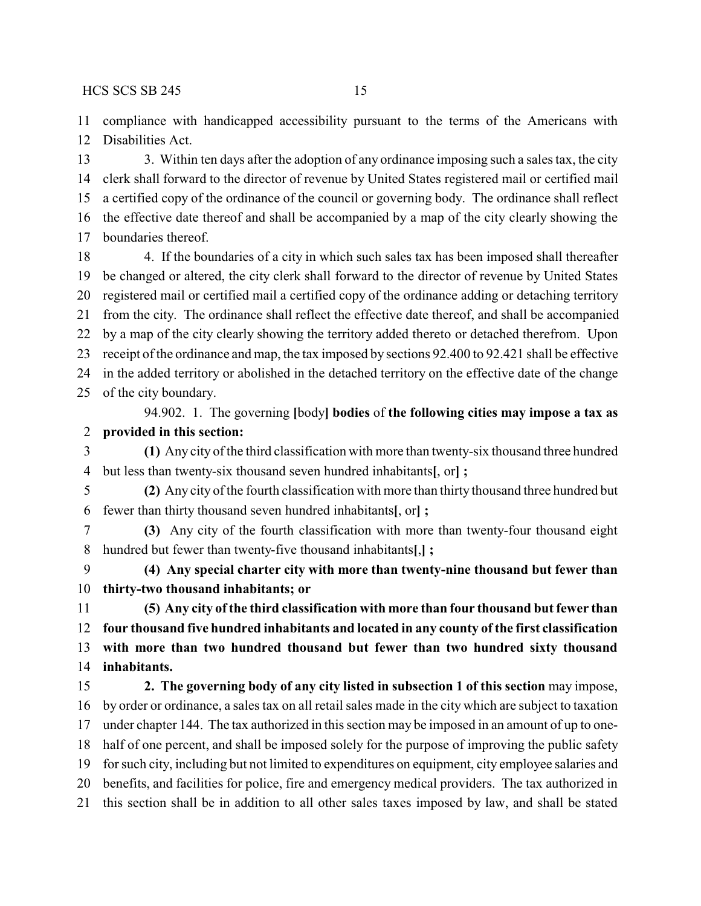compliance with handicapped accessibility pursuant to the terms of the Americans with Disabilities Act.

3. Within ten days after the adoption of any ordinance imposing such a sales tax, the city clerk shall forward to the director of revenue by United States registered mail or certified mail a certified copy of the ordinance of the council or governing body. The ordinance shall reflect the effective date thereof and shall be accompanied by a map of the city clearly showing the boundaries thereof.

4. If the boundaries of a city in which such sales tax has been imposed shall thereafter be changed or altered, the city clerk shall forward to the director of revenue by United States registered mail or certified mail a certified copy of the ordinance adding or detaching territory from the city. The ordinance shall reflect the effective date thereof, and shall be accompanied by a map of the city clearly showing the territory added thereto or detached therefrom. Upon receipt of the ordinance and map, the tax imposed by sections 92.400 to 92.421 shall be effective in the added territory or abolished in the detached territory on the effective date of the change of the city boundary.

94.902. 1. The governing **[**body**] bodies** of **the following cities may impose a tax as provided in this section:**

**(1)** Any city of the third classification with more than twenty-six thousand three hundred but less than twenty-six thousand seven hundred inhabitants**[**, or**] ;**

**(2)** Any city of the fourth classification with more than thirty thousand three hundred but fewer than thirty thousand seven hundred inhabitants**[**, or**] ;**

**(3)** Any city of the fourth classification with more than twenty-four thousand eight hundred but fewer than twenty-five thousand inhabitants**[**,**] ;**

**(4) Any special charter city with more than twenty-nine thousand but fewer than thirty-two thousand inhabitants; or**

**(5) Any city of the third classification with more than four thousand but fewer than four thousand five hundred inhabitants and located in any county of the first classification with more than two hundred thousand but fewer than two hundred sixty thousand inhabitants.**

**2. The governing body of any city listed in subsection 1 of this section** may impose, by order or ordinance, a sales tax on all retail sales made in the city which are subject to taxation under chapter 144. The tax authorized in this section may be imposed in an amount of up to one-half of one percent, and shall be imposed solely for the purpose of improving the public safety for such city, including but not limited to expenditures on equipment, city employee salaries and benefits, and facilities for police, fire and emergency medical providers. The tax authorized in this section shall be in addition to all other sales taxes imposed by law, and shall be stated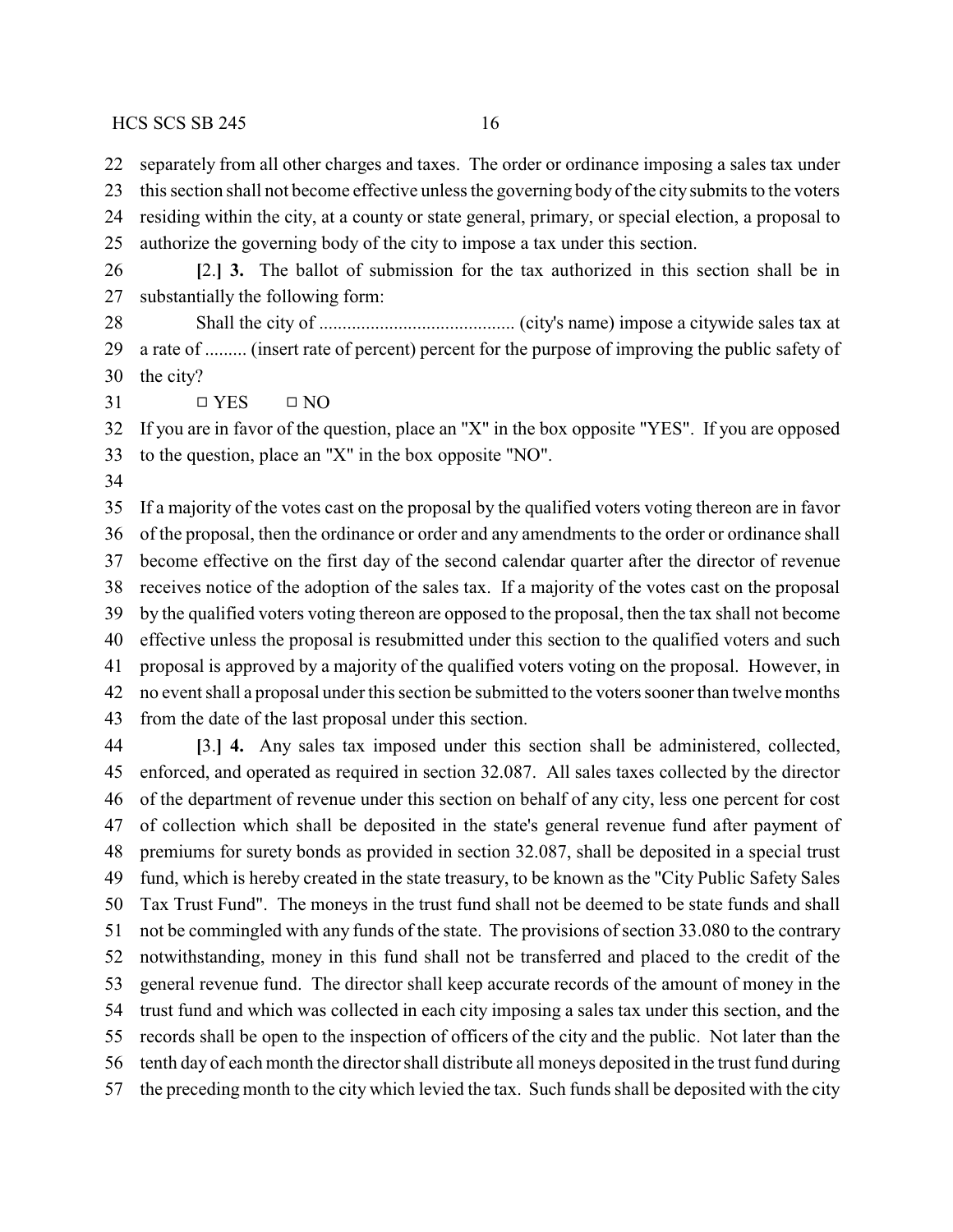separately from all other charges and taxes. The order or ordinance imposing a sales tax under this section shall not become effective unless the governing body of the city submits to the voters residing within the city, at a county or state general, primary, or special election, a proposal to authorize the governing body of the city to impose a tax under this section.

[2.] **3.** The ballot of submission for the tax authorized in this section shall be in substantially the following form:

Shall the city of .......................................... (city's name) impose a citywide sales tax at a rate of ......... (insert rate of percent) percent for the purpose of improving the public safety of the city?

□ YES □ NO

If you are in favor of the question, place an "X" in the box opposite "YES". If you are opposed to the question, place an "X" in the box opposite "NO".

If a majority of the votes cast on the proposal by the qualified voters voting thereon are in favor of the proposal, then the ordinance or order and any amendments to the order or ordinance shall become effective on the first day of the second calendar quarter after the director of revenue receives notice of the adoption of the sales tax. If a majority of the votes cast on the proposal by the qualified voters voting thereon are opposed to the proposal, then the tax shall not become effective unless the proposal is resubmitted under this section to the qualified voters and such proposal is approved by a majority of the qualified voters voting on the proposal. However, in no event shall a proposal under this section be submitted to the voters sooner than twelve months from the date of the last proposal under this section.

[3.] **4.** Any sales tax imposed under this section shall be administered, collected, enforced, and operated as required in section 32.087. All sales taxes collected by the director of the department of revenue under this section on behalf of any city, less one percent for cost of collection which shall be deposited in the state's general revenue fund after payment of premiums for surety bonds as provided in section 32.087, shall be deposited in a special trust fund, which is hereby created in the state treasury, to be known as the "City Public Safety Sales Tax Trust Fund". The moneys in the trust fund shall not be deemed to be state funds and shall not be commingled with any funds of the state. The provisions of section 33.080 to the contrary notwithstanding, money in this fund shall not be transferred and placed to the credit of the general revenue fund. The director shall keep accurate records of the amount of money in the trust fund and which was collected in each city imposing a sales tax under this section, and the records shall be open to the inspection of officers of the city and the public. Not later than the tenth day of each month the director shall distribute all moneys deposited in the trust fund during the preceding month to the city which levied the tax. Such funds shall be deposited with the city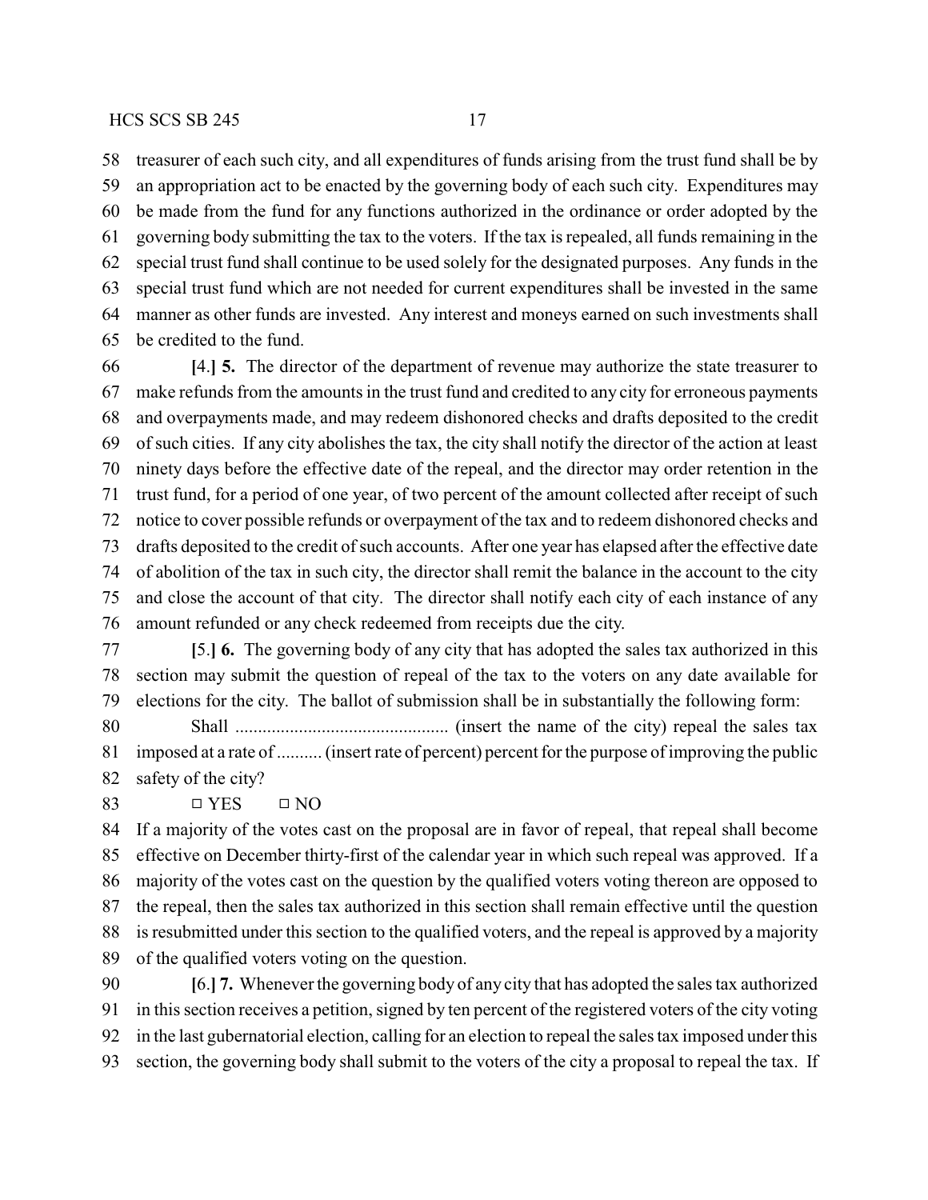treasurer of each such city, and all expenditures of funds arising from the trust fund shall be by an appropriation act to be enacted by the governing body of each such city. Expenditures may be made from the fund for any functions authorized in the ordinance or order adopted by the governing body submitting the tax to the voters. If the tax is repealed, all funds remaining in the special trust fund shall continue to be used solely for the designated purposes. Any funds in the special trust fund which are not needed for current expenditures shall be invested in the same manner as other funds are invested. Any interest and moneys earned on such investments shall be credited to the fund.

[4.] **5.** The director of the department of revenue may authorize the state treasurer to make refunds from the amounts in the trust fund and credited to any city for erroneous payments and overpayments made, and may redeem dishonored checks and drafts deposited to the credit of such cities. If any city abolishes the tax, the city shall notify the director of the action at least ninety days before the effective date of the repeal, and the director may order retention in the trust fund, for a period of one year, of two percent of the amount collected after receipt of such notice to cover possible refunds or overpayment of the tax and to redeem dishonored checks and drafts deposited to the credit of such accounts. After one year has elapsed after the effective date of abolition of the tax in such city, the director shall remit the balance in the account to the city and close the account of that city. The director shall notify each city of each instance of any amount refunded or any check redeemed from receipts due the city.

[5.] **6.** The governing body of any city that has adopted the sales tax authorized in this section may submit the question of repeal of the tax to the voters on any date available for elections for the city. The ballot of submission shall be in substantially the following form:

Shall .............................................. (insert the name of the city) repeal the sales tax imposed at a rate of .......... (insert rate of percent) percent for the purpose of improving the public safety of the city?

□ YES □ NO

If a majority of the votes cast on the proposal are in favor of repeal, that repeal shall become effective on December thirty-first of the calendar year in which such repeal was approved. If a majority of the votes cast on the question by the qualified voters voting thereon are opposed to the repeal, then the sales tax authorized in this section shall remain effective until the question is resubmitted under this section to the qualified voters, and the repeal is approved by a majority of the qualified voters voting on the question.

[6.] **7.** Whenever the governing body of any city that has adopted the sales tax authorized in this section receives a petition, signed by ten percent of the registered voters of the city voting in the last gubernatorial election, calling for an election to repeal the sales tax imposed under this section, the governing body shall submit to the voters of the city a proposal to repeal the tax. If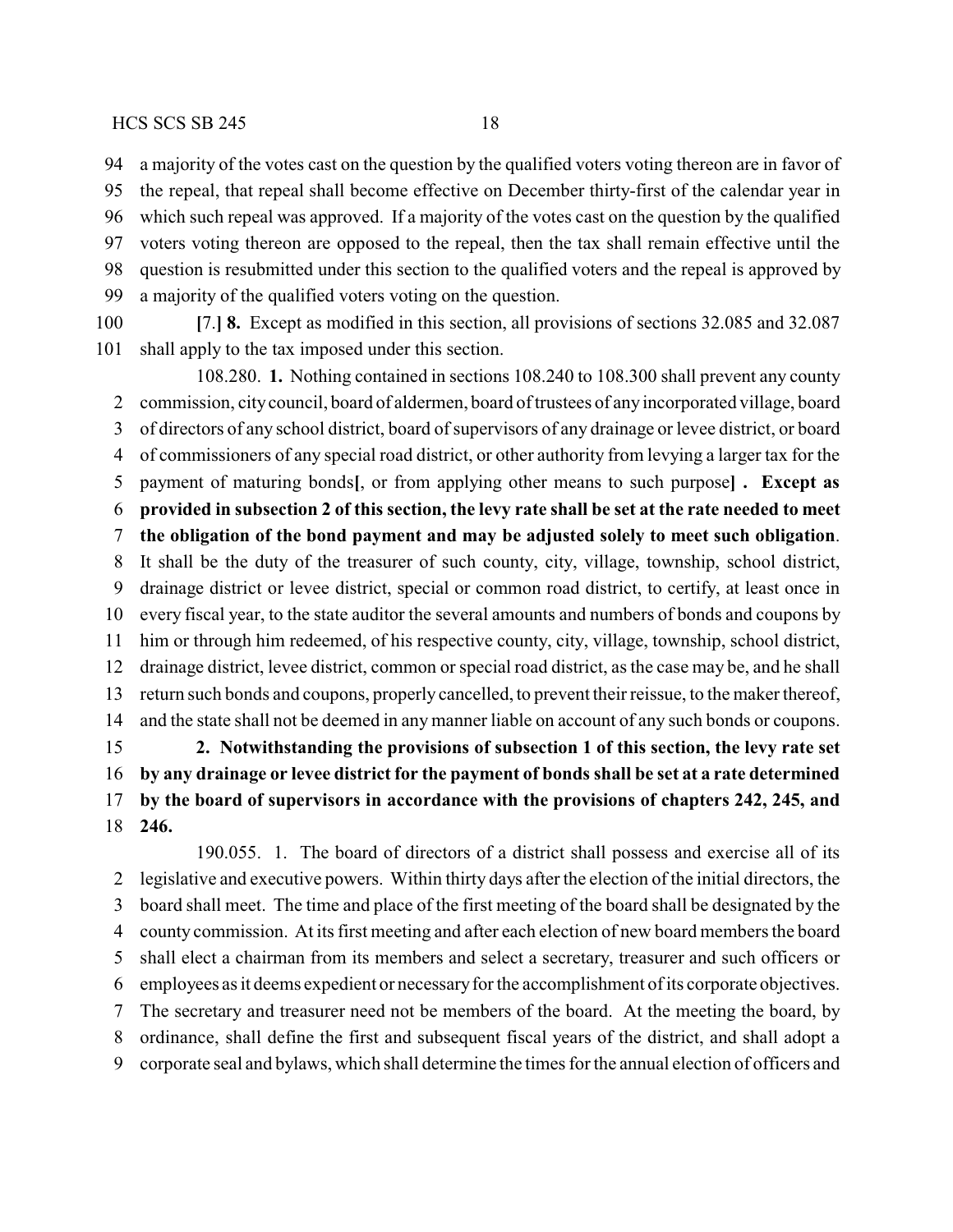a majority of the votes cast on the question by the qualified voters voting thereon are in favor of the repeal, that repeal shall become effective on December thirty-first of the calendar year in which such repeal was approved. If a majority of the votes cast on the question by the qualified voters voting thereon are opposed to the repeal, then the tax shall remain effective until the question is resubmitted under this section to the qualified voters and the repeal is approved by a majority of the qualified voters voting on the question.

[7.] **8.** Except as modified in this section, all provisions of sections 32.085 and 32.087 shall apply to the tax imposed under this section.

108.280. **1.** Nothing contained in sections 108.240 to 108.300 shall prevent any county commission, city council, board of aldermen, board of trustees of any incorporated village, board of directors of any school district, board of supervisors of any drainage or levee district, or board of commissioners of any special road district, or other authority from levying a larger tax for the payment of maturing bonds**[**, or from applying other means to such purpose**] . Except as provided in subsection 2 of this section, the levy rate shall be set at the rate needed to meet the obligation of the bond payment and may be adjusted solely to meet such obligation**. It shall be the duty of the treasurer of such county, city, village, township, school district, drainage district or levee district, special or common road district, to certify, at least once in every fiscal year, to the state auditor the several amounts and numbers of bonds and coupons by him or through him redeemed, of his respective county, city, village, township, school district, drainage district, levee district, common or special road district, as the case may be, and he shall return such bonds and coupons, properly cancelled, to prevent their reissue, to the maker thereof, and the state shall not be deemed in any manner liable on account of any such bonds or coupons.

**2. Notwithstanding the provisions of subsection 1 of this section, the levy rate set by any drainage or levee district for the payment of bonds shall be set at a rate determined by the board of supervisors in accordance with the provisions of chapters 242, 245, and 246.**

190.055. 1. The board of directors of a district shall possess and exercise all of its legislative and executive powers. Within thirty days after the election of the initial directors, the board shall meet. The time and place of the first meeting of the board shall be designated by the county commission. At its first meeting and after each election of new board members the board shall elect a chairman from its members and select a secretary, treasurer and such officers or employees as it deems expedient or necessary for the accomplishment of its corporate objectives. The secretary and treasurer need not be members of the board. At the meeting the board, by ordinance, shall define the first and subsequent fiscal years of the district, and shall adopt a corporate seal and bylaws, which shall determine the times for the annual election of officers and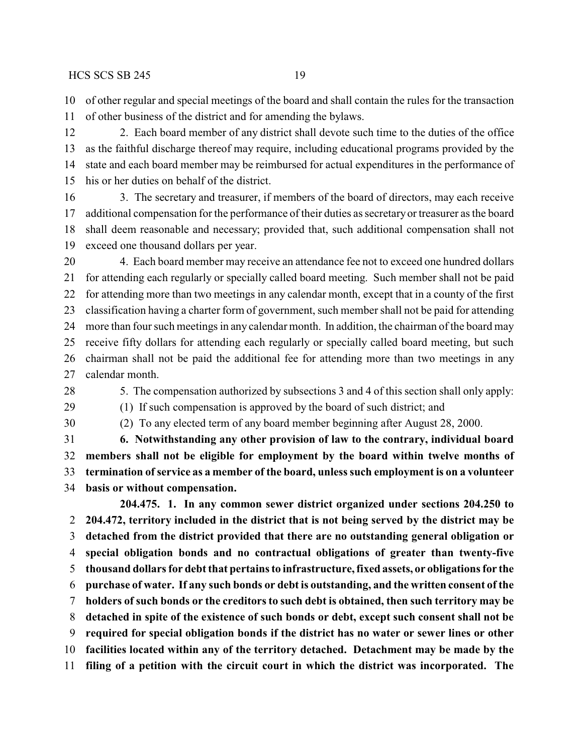of other regular and special meetings of the board and shall contain the rules for the transaction of other business of the district and for amending the bylaws.

2. Each board member of any district shall devote such time to the duties of the office as the faithful discharge thereof may require, including educational programs provided by the state and each board member may be reimbursed for actual expenditures in the performance of his or her duties on behalf of the district.

3. The secretary and treasurer, if members of the board of directors, may each receive additional compensation for the performance of their duties as secretary or treasurer as the board shall deem reasonable and necessary; provided that, such additional compensation shall not exceed one thousand dollars per year.

4. Each board member may receive an attendance fee not to exceed one hundred dollars for attending each regularly or specially called board meeting. Such member shall not be paid for attending more than two meetings in any calendar month, except that in a county of the first classification having a charter form of government, such member shall not be paid for attending more than four such meetings in any calendar month. In addition, the chairman of the board may receive fifty dollars for attending each regularly or specially called board meeting, but such chairman shall not be paid the additional fee for attending more than two meetings in any calendar month.

5. The compensation authorized by subsections 3 and 4 of this section shall only apply:

(1) If such compensation is approved by the board of such district; and

(2) To any elected term of any board member beginning after August 28, 2000.

**6. Notwithstanding any other provision of law to the contrary, individual board members shall not be eligible for employment by the board within twelve months of termination of service as a member of the board, unless such employment is on a volunteer basis or without compensation.**

**204.475. 1. In any common sewer district organized under sections 204.250 to 204.472, territory included in the district that is not being served by the district may be detached from the district provided that there are no outstanding general obligation or special obligation bonds and no contractual obligations of greater than twenty-five thousand dollars for debt that pertains to infrastructure, fixed assets, or obligations for the purchase of water. If any such bonds or debt is outstanding, and the written consent of the holders of such bonds or the creditors to such debt is obtained, then such territory may be detached in spite of the existence of such bonds or debt, except such consent shall not be required for special obligation bonds if the district has no water or sewer lines or other facilities located within any of the territory detached. Detachment may be made by the filing of a petition with the circuit court in which the district was incorporated. The**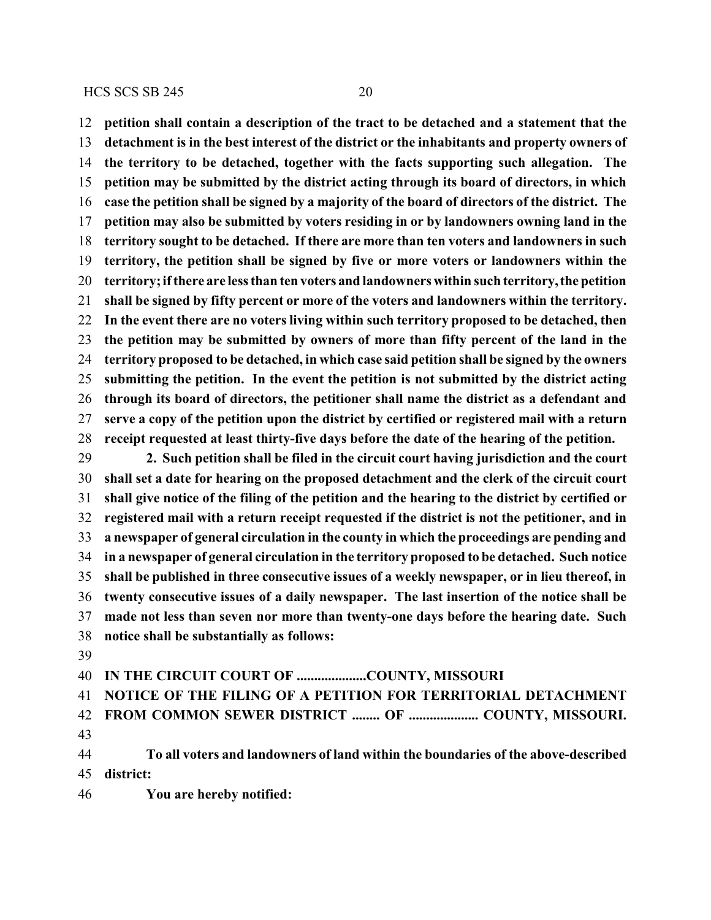**petition shall contain a description of the tract to be detached and a statement that the detachment is in the best interest of the district or the inhabitants and property owners of the territory to be detached, together with the facts supporting such allegation. The petition may be submitted by the district acting through its board of directors, in which case the petition shall be signed by a majority of the board of directors of the district. The petition may also be submitted by voters residing in or by landowners owning land in the territory sought to be detached. If there are more than ten voters and landowners in such territory, the petition shall be signed by five or more voters or landowners within the territory; if there are less than ten voters and landowners within such territory, the petition shall be signed by fifty percent or more of the voters and landowners within the territory. In the event there are no voters living within such territory proposed to be detached, then the petition may be submitted by owners of more than fifty percent of the land in the territory proposed to be detached, in which case said petition shall be signed by the owners submitting the petition. In the event the petition is not submitted by the district acting through its board of directors, the petitioner shall name the district as a defendant and serve a copy of the petition upon the district by certified or registered mail with a return receipt requested at least thirty-five days before the date of the hearing of the petition.**

**2. Such petition shall be filed in the circuit court having jurisdiction and the court shall set a date for hearing on the proposed detachment and the clerk of the circuit court shall give notice of the filing of the petition and the hearing to the district by certified or registered mail with a return receipt requested if the district is not the petitioner, and in a newspaper of general circulation in the county in which the proceedings are pending and in a newspaper of general circulation in the territory proposed to be detached. Such notice shall be published in three consecutive issues of a weekly newspaper, or in lieu thereof, in twenty consecutive issues of a daily newspaper. The last insertion of the notice shall be made not less than seven nor more than twenty-one days before the hearing date. Such notice shall be substantially as follows:**

**IN THE CIRCUIT COURT OF ....................COUNTY, MISSOURI**

**NOTICE OF THE FILING OF A PETITION FOR TERRITORIAL DETACHMENT FROM COMMON SEWER DISTRICT ........ OF .................... COUNTY, MISSOURI.**

**To all voters and landowners of land within the boundaries of the above-described district:**

**You are hereby notified:**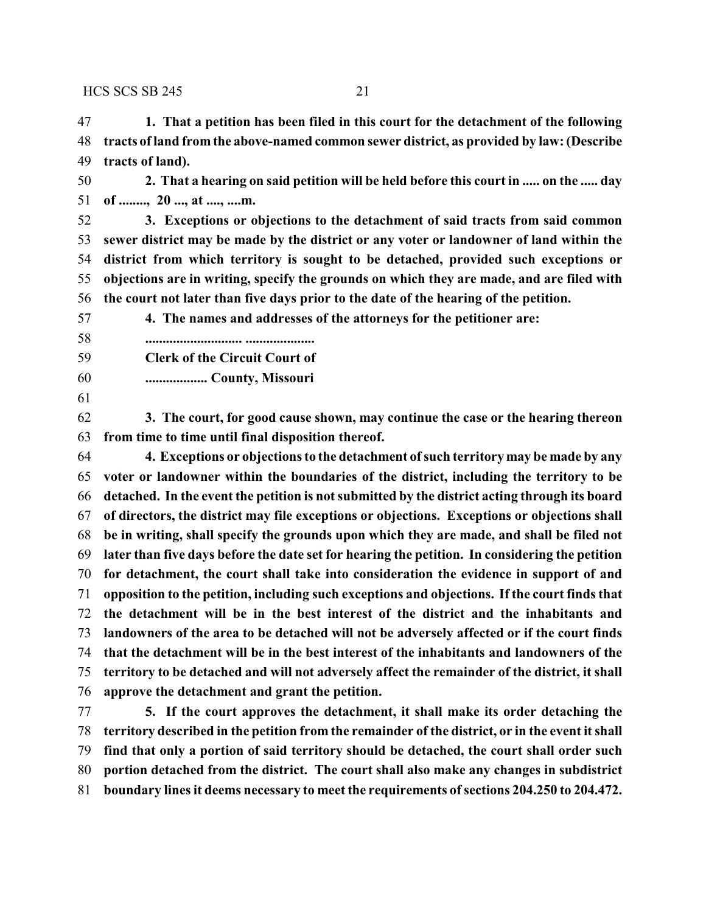**1. That a petition has been filed in this court for the detachment of the following tracts of land from the above-named common sewer district, as provided by law: (Describe tracts of land).**

**2. That a hearing on said petition will be held before this court in ..... on the ..... day of ........, 20 ..., at ...., ....m.**

**3. Exceptions or objections to the detachment of said tracts from said common sewer district may be made by the district or any voter or landowner of land within the district from which territory is sought to be detached, provided such exceptions or objections are in writing, specify the grounds on which they are made, and are filed with the court not later than five days prior to the date of the hearing of the petition.**

**4. The names and addresses of the attorneys for the petitioner are:**

**............................ ....................**

**Clerk of the Circuit Court of**

**.................. County, Missouri**

**3. The court, for good cause shown, may continue the case or the hearing thereon from time to time until final disposition thereof.**

**4. Exceptions or objections to the detachment of such territory may be made by any voter or landowner within the boundaries of the district, including the territory to be detached. In the event the petition is not submitted by the district acting through its board of directors, the district may file exceptions or objections. Exceptions or objections shall be in writing, shall specify the grounds upon which they are made, and shall be filed not later than five days before the date set for hearing the petition. In considering the petition for detachment, the court shall take into consideration the evidence in support of and opposition to the petition, including such exceptions and objections. If the court finds that the detachment will be in the best interest of the district and the inhabitants and landowners of the area to be detached will not be adversely affected or if the court finds that the detachment will be in the best interest of the inhabitants and landowners of the territory to be detached and will not adversely affect the remainder of the district, it shall approve the detachment and grant the petition.**

**5. If the court approves the detachment, it shall make its order detaching the territory described in the petition from the remainder of the district, or in the event it shall find that only a portion of said territory should be detached, the court shall order such portion detached from the district. The court shall also make any changes in subdistrict boundary lines it deems necessary to meet the requirements of sections 204.250 to 204.472.**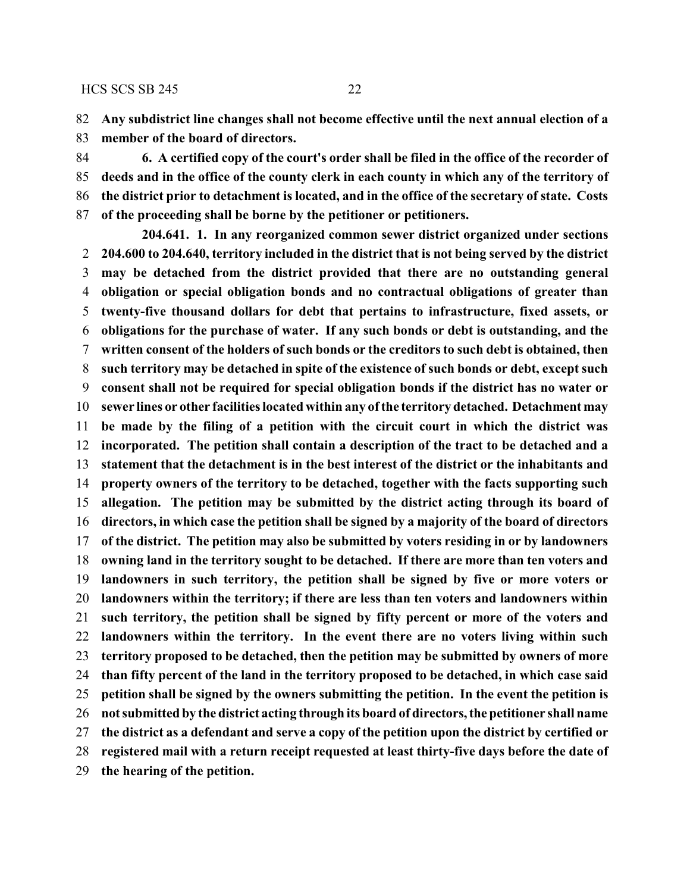**Any subdistrict line changes shall not become effective until the next annual election of a member of the board of directors.**

**6. A certified copy of the court's order shall be filed in the office of the recorder of deeds and in the office of the county clerk in each county in which any of the territory of the district prior to detachment is located, and in the office of the secretary of state. Costs of the proceeding shall be borne by the petitioner or petitioners.**

**204.641. 1. In any reorganized common sewer district organized under sections 204.600 to 204.640, territory included in the district that is not being served by the district may be detached from the district provided that there are no outstanding general obligation or special obligation bonds and no contractual obligations of greater than twenty-five thousand dollars for debt that pertains to infrastructure, fixed assets, or obligations for the purchase of water. If any such bonds or debt is outstanding, and the written consent of the holders of such bonds or the creditors to such debt is obtained, then such territory may be detached in spite of the existence of such bonds or debt, except such consent shall not be required for special obligation bonds if the district has no water or sewer lines or other facilities located within any of the territory detached. Detachment may be made by the filing of a petition with the circuit court in which the district was incorporated. The petition shall contain a description of the tract to be detached and a statement that the detachment is in the best interest of the district or the inhabitants and property owners of the territory to be detached, together with the facts supporting such allegation. The petition may be submitted by the district acting through its board of directors, in which case the petition shall be signed by a majority of the board of directors of the district. The petition may also be submitted by voters residing in or by landowners owning land in the territory sought to be detached. If there are more than ten voters and landowners in such territory, the petition shall be signed by five or more voters or landowners within the territory; if there are less than ten voters and landowners within such territory, the petition shall be signed by fifty percent or more of the voters and landowners within the territory. In the event there are no voters living within such territory proposed to be detached, then the petition may be submitted by owners of more than fifty percent of the land in the territory proposed to be detached, in which case said petition shall be signed by the owners submitting the petition. In the event the petition is not submitted by the district acting through its board of directors, the petitioner shall name the district as a defendant and serve a copy of the petition upon the district by certified or registered mail with a return receipt requested at least thirty-five days before the date of the hearing of the petition.**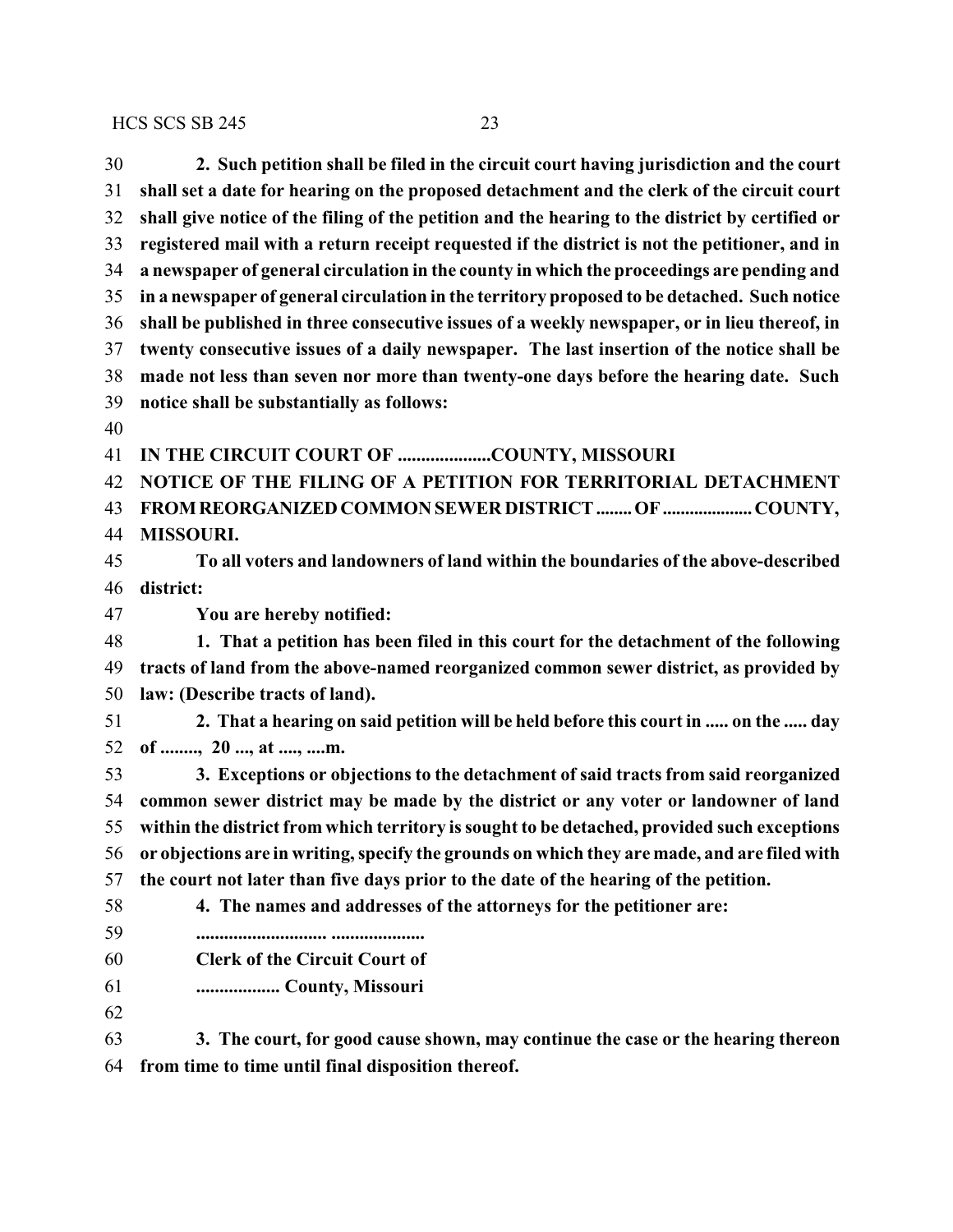**2. Such petition shall be filed in the circuit court having jurisdiction and the court shall set a date for hearing on the proposed detachment and the clerk of the circuit court shall give notice of the filing of the petition and the hearing to the district by certified or registered mail with a return receipt requested if the district is not the petitioner, and in a newspaper of general circulation in the county in which the proceedings are pending and in a newspaper of general circulation in the territory proposed to be detached. Such notice shall be published in three consecutive issues of a weekly newspaper, or in lieu thereof, in twenty consecutive issues of a daily newspaper. The last insertion of the notice shall be made not less than seven nor more than twenty-one days before the hearing date. Such notice shall be substantially as follows:**

**IN THE CIRCUIT COURT OF ....................COUNTY, MISSOURI**

**NOTICE OF THE FILING OF A PETITION FOR TERRITORIAL DETACHMENT FROM REORGANIZED COMMON SEWER DISTRICT ........ OF .................... COUNTY, MISSOURI.**

**To all voters and landowners of land within the boundaries of the above-described district:**

**You are hereby notified:**

**1. That a petition has been filed in this court for the detachment of the following tracts of land from the above-named reorganized common sewer district, as provided by law: (Describe tracts of land).**

**2. That a hearing on said petition will be held before this court in ..... on the ..... day of ........, 20 ..., at ...., ....m.**

**3. Exceptions or objections to the detachment of said tracts from said reorganized common sewer district may be made by the district or any voter or landowner of land within the district from which territory is sought to be detached, provided such exceptions or objections are in writing, specify the grounds on which they are made, and are filed with the court not later than five days prior to the date of the hearing of the petition.**

**4. The names and addresses of the attorneys for the petitioner are:**

**............................ ....................**

**Clerk of the Circuit Court of**

**.................. County, Missouri**

**3. The court, for good cause shown, may continue the case or the hearing thereon from time to time until final disposition thereof.**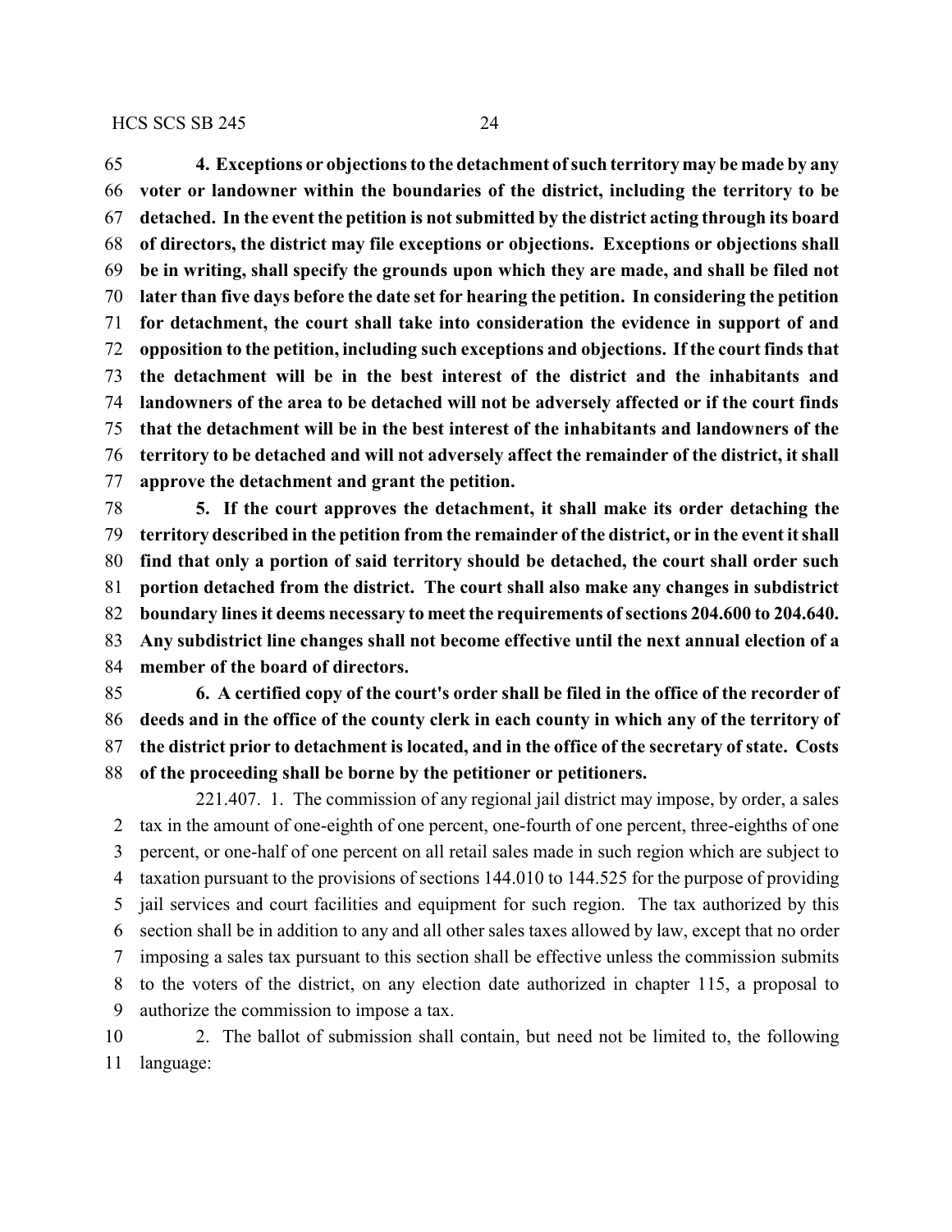**4. Exceptions or objections to the detachment of such territory may be made by any voter or landowner within the boundaries of the district, including the territory to be detached. In the event the petition is not submitted by the district acting through its board of directors, the district may file exceptions or objections. Exceptions or objections shall be in writing, shall specify the grounds upon which they are made, and shall be filed not later than five days before the date set for hearing the petition. In considering the petition for detachment, the court shall take into consideration the evidence in support of and opposition to the petition, including such exceptions and objections. If the court finds that the detachment will be in the best interest of the district and the inhabitants and landowners of the area to be detached will not be adversely affected or if the court finds that the detachment will be in the best interest of the inhabitants and landowners of the territory to be detached and will not adversely affect the remainder of the district, it shall approve the detachment and grant the petition.**

**5. If the court approves the detachment, it shall make its order detaching the territory described in the petition from the remainder of the district, or in the event it shall find that only a portion of said territory should be detached, the court shall order such portion detached from the district. The court shall also make any changes in subdistrict boundary lines it deems necessary to meet the requirements of sections 204.600 to 204.640. Any subdistrict line changes shall not become effective until the next annual election of a member of the board of directors.**

**6. A certified copy of the court's order shall be filed in the office of the recorder of deeds and in the office of the county clerk in each county in which any of the territory of the district prior to detachment is located, and in the office of the secretary of state. Costs of the proceeding shall be borne by the petitioner or petitioners.**

221.407. 1. The commission of any regional jail district may impose, by order, a sales tax in the amount of one-eighth of one percent, one-fourth of one percent, three-eighths of one percent, or one-half of one percent on all retail sales made in such region which are subject to taxation pursuant to the provisions of sections 144.010 to 144.525 for the purpose of providing jail services and court facilities and equipment for such region. The tax authorized by this section shall be in addition to any and all other sales taxes allowed by law, except that no order imposing a sales tax pursuant to this section shall be effective unless the commission submits to the voters of the district, on any election date authorized in chapter 115, a proposal to authorize the commission to impose a tax.

2. The ballot of submission shall contain, but need not be limited to, the following language: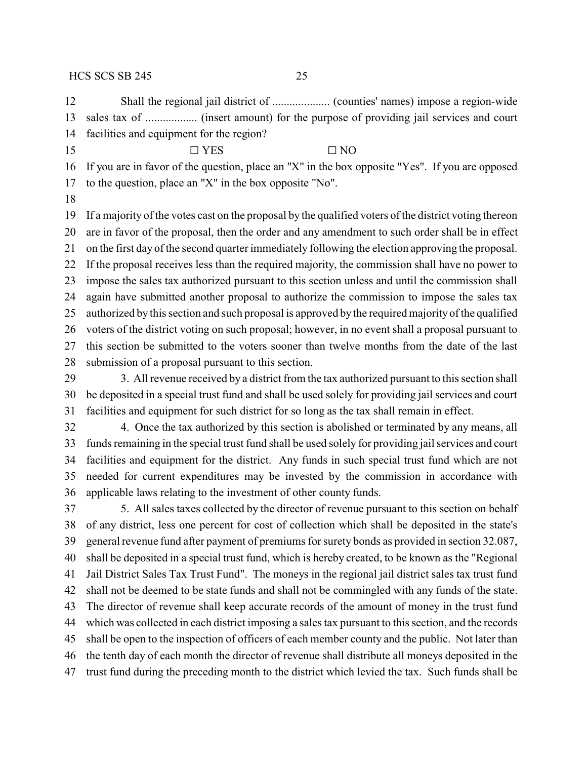Shall the regional jail district of .................... (counties' names) impose a region-wide sales tax of .................. (insert amount) for the purpose of providing jail services and court facilities and equipment for the region?

☐ YES ☐ NO

If you are in favor of the question, place an "X" in the box opposite "Yes". If you are opposed to the question, place an "X" in the box opposite "No".

If a majority of the votes cast on the proposal by the qualified voters of the district voting thereon are in favor of the proposal, then the order and any amendment to such order shall be in effect on the first day of the second quarter immediately following the election approving the proposal. If the proposal receives less than the required majority, the commission shall have no power to impose the sales tax authorized pursuant to this section unless and until the commission shall again have submitted another proposal to authorize the commission to impose the sales tax authorized by this section and such proposal is approved by the required majority of the qualified voters of the district voting on such proposal; however, in no event shall a proposal pursuant to this section be submitted to the voters sooner than twelve months from the date of the last submission of a proposal pursuant to this section.

3. All revenue received by a district from the tax authorized pursuant to this section shall be deposited in a special trust fund and shall be used solely for providing jail services and court facilities and equipment for such district for so long as the tax shall remain in effect.

4. Once the tax authorized by this section is abolished or terminated by any means, all funds remaining in the special trust fund shall be used solely for providing jail services and court facilities and equipment for the district. Any funds in such special trust fund which are not needed for current expenditures may be invested by the commission in accordance with applicable laws relating to the investment of other county funds.

5. All sales taxes collected by the director of revenue pursuant to this section on behalf of any district, less one percent for cost of collection which shall be deposited in the state's general revenue fund after payment of premiums for surety bonds as provided in section 32.087, shall be deposited in a special trust fund, which is hereby created, to be known as the "Regional Jail District Sales Tax Trust Fund". The moneys in the regional jail district sales tax trust fund shall not be deemed to be state funds and shall not be commingled with any funds of the state. The director of revenue shall keep accurate records of the amount of money in the trust fund which was collected in each district imposing a sales tax pursuant to this section, and the records shall be open to the inspection of officers of each member county and the public. Not later than the tenth day of each month the director of revenue shall distribute all moneys deposited in the trust fund during the preceding month to the district which levied the tax. Such funds shall be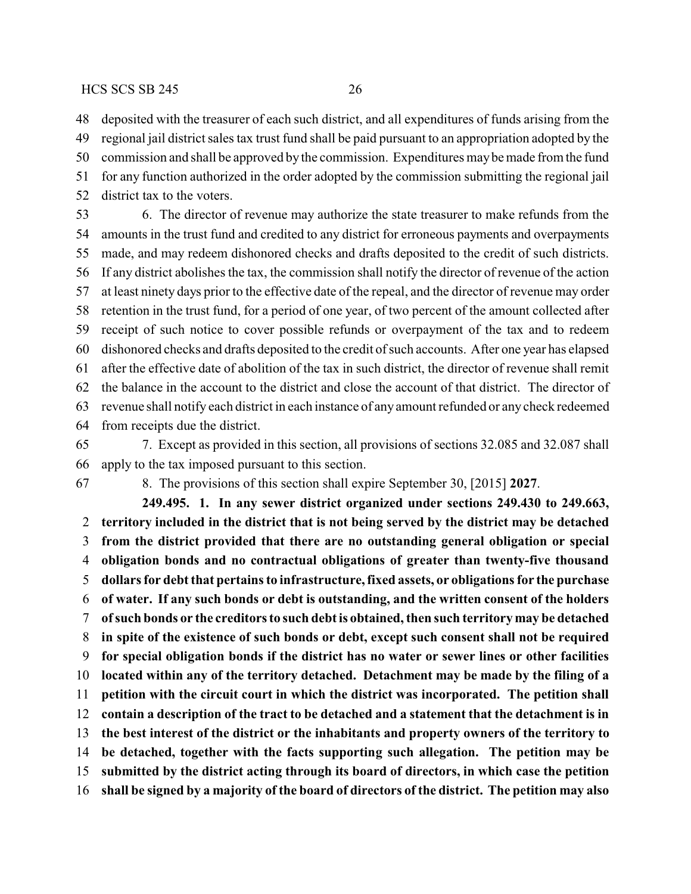deposited with the treasurer of each such district, and all expenditures of funds arising from the regional jail district sales tax trust fund shall be paid pursuant to an appropriation adopted by the commission and shall be approved by the commission. Expenditures may be made from the fund for any function authorized in the order adopted by the commission submitting the regional jail district tax to the voters.

6. The director of revenue may authorize the state treasurer to make refunds from the amounts in the trust fund and credited to any district for erroneous payments and overpayments made, and may redeem dishonored checks and drafts deposited to the credit of such districts. If any district abolishes the tax, the commission shall notify the director of revenue of the action at least ninety days prior to the effective date of the repeal, and the director of revenue may order retention in the trust fund, for a period of one year, of two percent of the amount collected after receipt of such notice to cover possible refunds or overpayment of the tax and to redeem dishonored checks and drafts deposited to the credit of such accounts. After one year has elapsed after the effective date of abolition of the tax in such district, the director of revenue shall remit the balance in the account to the district and close the account of that district. The director of revenue shall notify each district in each instance of any amount refunded or any check redeemed from receipts due the district.

7. Except as provided in this section, all provisions of sections 32.085 and 32.087 shall apply to the tax imposed pursuant to this section.

8. The provisions of this section shall expire September 30, [2015] **2027**.

**249.495. 1. In any sewer district organized under sections 249.430 to 249.663, territory included in the district that is not being served by the district may be detached from the district provided that there are no outstanding general obligation or special obligation bonds and no contractual obligations of greater than twenty-five thousand dollars for debt that pertains to infrastructure, fixed assets, or obligations for the purchase of water. If any such bonds or debt is outstanding, and the written consent of the holders of such bonds or the creditors to such debt is obtained, then such territory may be detached in spite of the existence of such bonds or debt, except such consent shall not be required for special obligation bonds if the district has no water or sewer lines or other facilities located within any of the territory detached. Detachment may be made by the filing of a petition with the circuit court in which the district was incorporated. The petition shall contain a description of the tract to be detached and a statement that the detachment is in the best interest of the district or the inhabitants and property owners of the territory to be detached, together with the facts supporting such allegation. The petition may be submitted by the district acting through its board of directors, in which case the petition shall be signed by a majority of the board of directors of the district. The petition may also**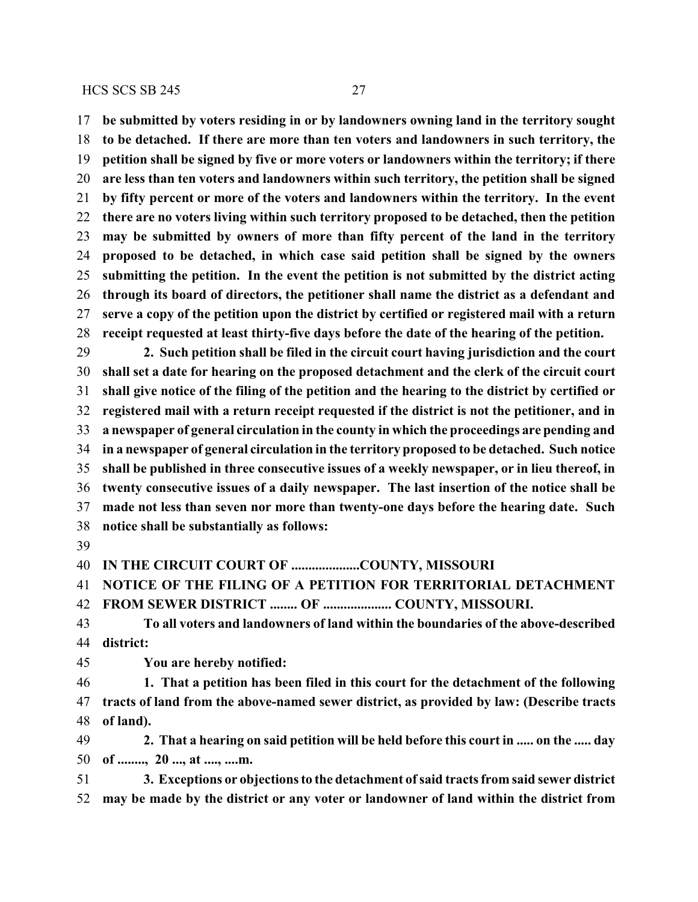**be submitted by voters residing in or by landowners owning land in the territory sought to be detached. If there are more than ten voters and landowners in such territory, the petition shall be signed by five or more voters or landowners within the territory; if there are less than ten voters and landowners within such territory, the petition shall be signed by fifty percent or more of the voters and landowners within the territory. In the event there are no voters living within such territory proposed to be detached, then the petition may be submitted by owners of more than fifty percent of the land in the territory proposed to be detached, in which case said petition shall be signed by the owners submitting the petition. In the event the petition is not submitted by the district acting through its board of directors, the petitioner shall name the district as a defendant and serve a copy of the petition upon the district by certified or registered mail with a return receipt requested at least thirty-five days before the date of the hearing of the petition.**

**2. Such petition shall be filed in the circuit court having jurisdiction and the court shall set a date for hearing on the proposed detachment and the clerk of the circuit court shall give notice of the filing of the petition and the hearing to the district by certified or registered mail with a return receipt requested if the district is not the petitioner, and in a newspaper of general circulation in the county in which the proceedings are pending and in a newspaper of general circulation in the territory proposed to be detached. Such notice shall be published in three consecutive issues of a weekly newspaper, or in lieu thereof, in twenty consecutive issues of a daily newspaper. The last insertion of the notice shall be made not less than seven nor more than twenty-one days before the hearing date. Such notice shall be substantially as follows:**

**IN THE CIRCUIT COURT OF ....................COUNTY, MISSOURI**

**NOTICE OF THE FILING OF A PETITION FOR TERRITORIAL DETACHMENT FROM SEWER DISTRICT ........ OF .................... COUNTY, MISSOURI.**

**To all voters and landowners of land within the boundaries of the above-described district:**

**You are hereby notified:**

**1. That a petition has been filed in this court for the detachment of the following tracts of land from the above-named sewer district, as provided by law: (Describe tracts of land).**

**2. That a hearing on said petition will be held before this court in ..... on the ..... day of ........, 20 ..., at ...., ....m.**

**3. Exceptions or objections to the detachment of said tracts from said sewer district may be made by the district or any voter or landowner of land within the district from**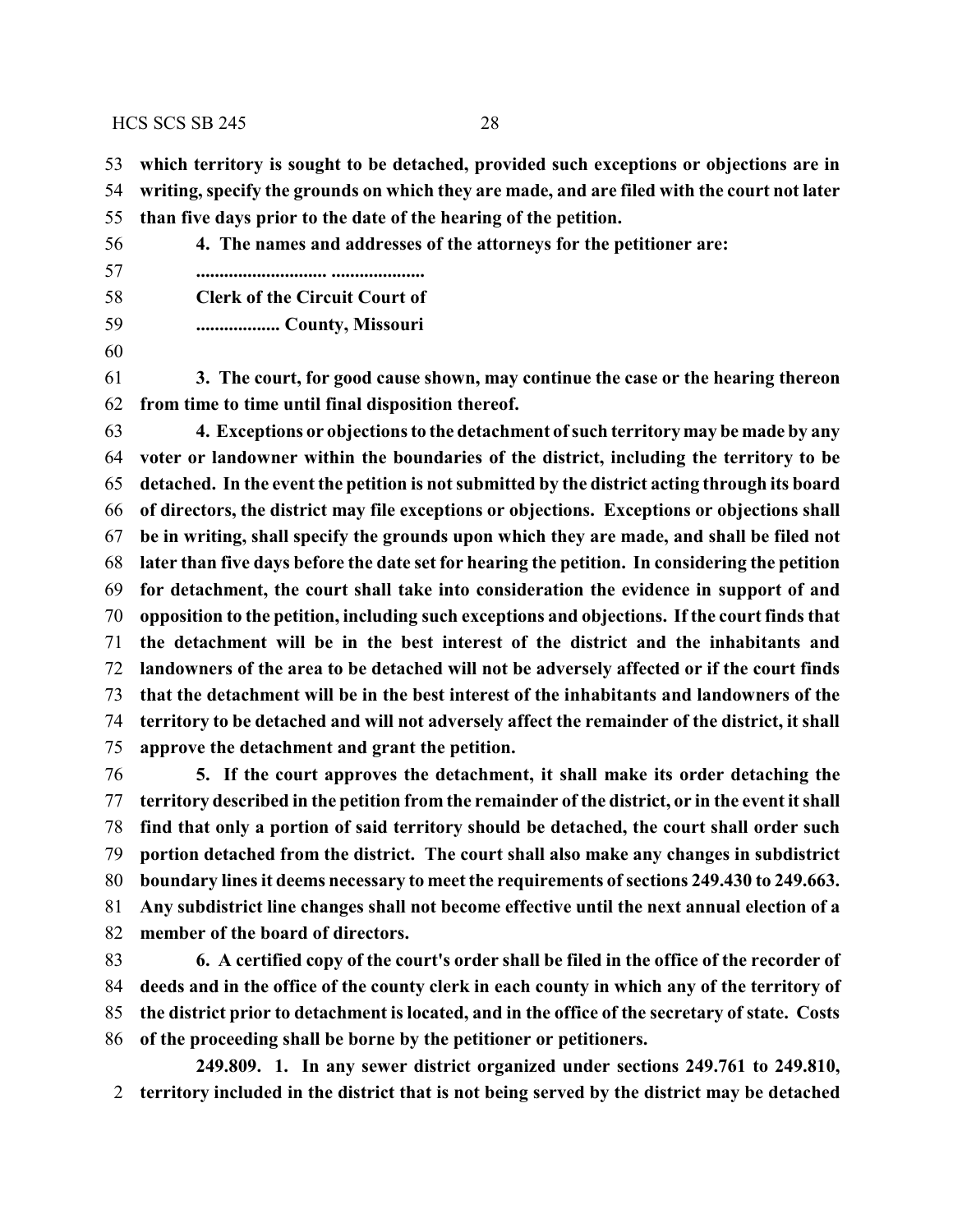**which territory is sought to be detached, provided such exceptions or objections are in writing, specify the grounds on which they are made, and are filed with the court not later than five days prior to the date of the hearing of the petition.**

**4. The names and addresses of the attorneys for the petitioner are:**

**............................ ....................**

**Clerk of the Circuit Court of**

**................. County, Missouri**

**3. The court, for good cause shown, may continue the case or the hearing thereon from time to time until final disposition thereof.**

**4. Exceptions or objections to the detachment of such territory may be made by any voter or landowner within the boundaries of the district, including the territory to be detached. In the event the petition is not submitted by the district acting through its board of directors, the district may file exceptions or objections. Exceptions or objections shall be in writing, shall specify the grounds upon which they are made, and shall be filed not later than five days before the date set for hearing the petition. In considering the petition for detachment, the court shall take into consideration the evidence in support of and opposition to the petition, including such exceptions and objections. If the court finds that the detachment will be in the best interest of the district and the inhabitants and landowners of the area to be detached will not be adversely affected or if the court finds that the detachment will be in the best interest of the inhabitants and landowners of the territory to be detached and will not adversely affect the remainder of the district, it shall approve the detachment and grant the petition.**

**5. If the court approves the detachment, it shall make its order detaching the territory described in the petition from the remainder of the district, or in the event it shall find that only a portion of said territory should be detached, the court shall order such portion detached from the district. The court shall also make any changes in subdistrict boundary lines it deems necessary to meet the requirements of sections 249.430 to 249.663. Any subdistrict line changes shall not become effective until the next annual election of a member of the board of directors.**

**6. A certified copy of the court's order shall be filed in the office of the recorder of deeds and in the office of the county clerk in each county in which any of the territory of the district prior to detachment is located, and in the office of the secretary of state. Costs of the proceeding shall be borne by the petitioner or petitioners.**

**249.809. 1. In any sewer district organized under sections 249.761 to 249.810, territory included in the district that is not being served by the district may be detached**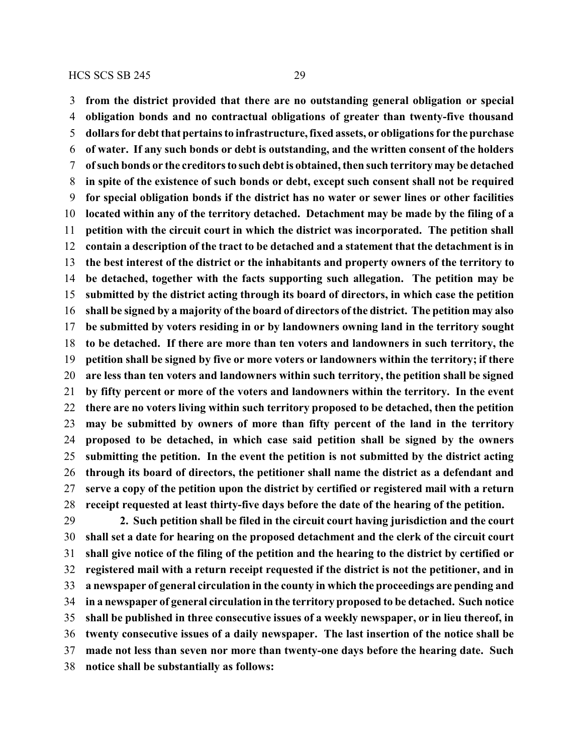**from the district provided that there are no outstanding general obligation or special obligation bonds and no contractual obligations of greater than twenty-five thousand dollars for debt that pertains to infrastructure, fixed assets, or obligations for the purchase of water. If any such bonds or debt is outstanding, and the written consent of the holders of such bonds or the creditors to such debt is obtained, then such territory may be detached in spite of the existence of such bonds or debt, except such consent shall not be required for special obligation bonds if the district has no water or sewer lines or other facilities located within any of the territory detached. Detachment may be made by the filing of a petition with the circuit court in which the district was incorporated. The petition shall contain a description of the tract to be detached and a statement that the detachment is in the best interest of the district or the inhabitants and property owners of the territory to be detached, together with the facts supporting such allegation. The petition may be submitted by the district acting through its board of directors, in which case the petition shall be signed by a majority of the board of directors of the district. The petition may also be submitted by voters residing in or by landowners owning land in the territory sought to be detached. If there are more than ten voters and landowners in such territory, the petition shall be signed by five or more voters or landowners within the territory; if there are less than ten voters and landowners within such territory, the petition shall be signed by fifty percent or more of the voters and landowners within the territory. In the event there are no voters living within such territory proposed to be detached, then the petition may be submitted by owners of more than fifty percent of the land in the territory proposed to be detached, in which case said petition shall be signed by the owners submitting the petition. In the event the petition is not submitted by the district acting through its board of directors, the petitioner shall name the district as a defendant and serve a copy of the petition upon the district by certified or registered mail with a return receipt requested at least thirty-five days before the date of the hearing of the petition.**

**2. Such petition shall be filed in the circuit court having jurisdiction and the court shall set a date for hearing on the proposed detachment and the clerk of the circuit court shall give notice of the filing of the petition and the hearing to the district by certified or registered mail with a return receipt requested if the district is not the petitioner, and in a newspaper of general circulation in the county in which the proceedings are pending and in a newspaper of general circulation in the territory proposed to be detached. Such notice shall be published in three consecutive issues of a weekly newspaper, or in lieu thereof, in twenty consecutive issues of a daily newspaper. The last insertion of the notice shall be made not less than seven nor more than twenty-one days before the hearing date. Such notice shall be substantially as follows:**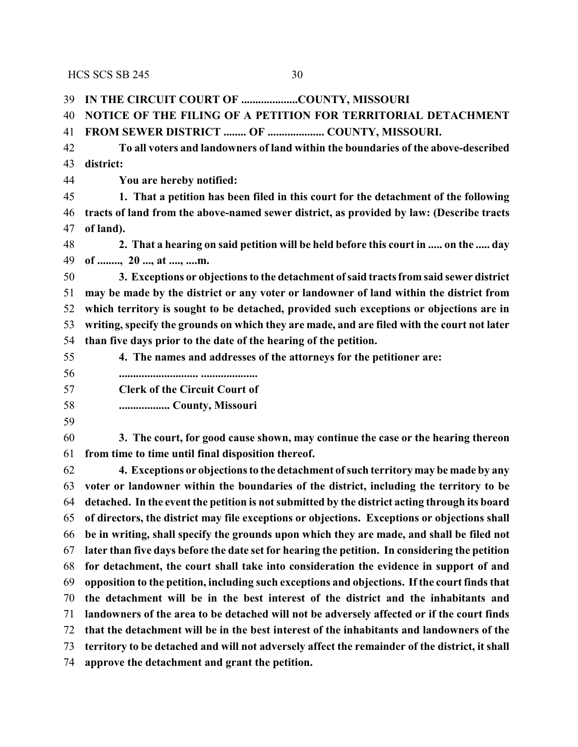**IN THE CIRCUIT COURT OF ....................COUNTY, MISSOURI**

**NOTICE OF THE FILING OF A PETITION FOR TERRITORIAL DETACHMENT FROM SEWER DISTRICT ........ OF .................... COUNTY, MISSOURI.**

**To all voters and landowners of land within the boundaries of the above-described district:**

**You are hereby notified:**

**1. That a petition has been filed in this court for the detachment of the following tracts of land from the above-named sewer district, as provided by law: (Describe tracts of land).**

**2. That a hearing on said petition will be held before this court in ..... on the ..... day of ........, 20 ..., at ...., ....m.**

**3. Exceptions or objections to the detachment of said tracts from said sewer district may be made by the district or any voter or landowner of land within the district from which territory is sought to be detached, provided such exceptions or objections are in writing, specify the grounds on which they are made, and are filed with the court not later than five days prior to the date of the hearing of the petition.**

**4. The names and addresses of the attorneys for the petitioner are:**

**............................ ....................**

**Clerk of the Circuit Court of**

**.................. County, Missouri**

**3. The court, for good cause shown, may continue the case or the hearing thereon from time to time until final disposition thereof.**

**4. Exceptions or objections to the detachment of such territory may be made by any voter or landowner within the boundaries of the district, including the territory to be detached. In the event the petition is not submitted by the district acting through its board of directors, the district may file exceptions or objections. Exceptions or objections shall be in writing, shall specify the grounds upon which they are made, and shall be filed not later than five days before the date set for hearing the petition. In considering the petition for detachment, the court shall take into consideration the evidence in support of and opposition to the petition, including such exceptions and objections. If the court finds that the detachment will be in the best interest of the district and the inhabitants and landowners of the area to be detached will not be adversely affected or if the court finds that the detachment will be in the best interest of the inhabitants and landowners of the territory to be detached and will not adversely affect the remainder of the district, it shall approve the detachment and grant the petition.**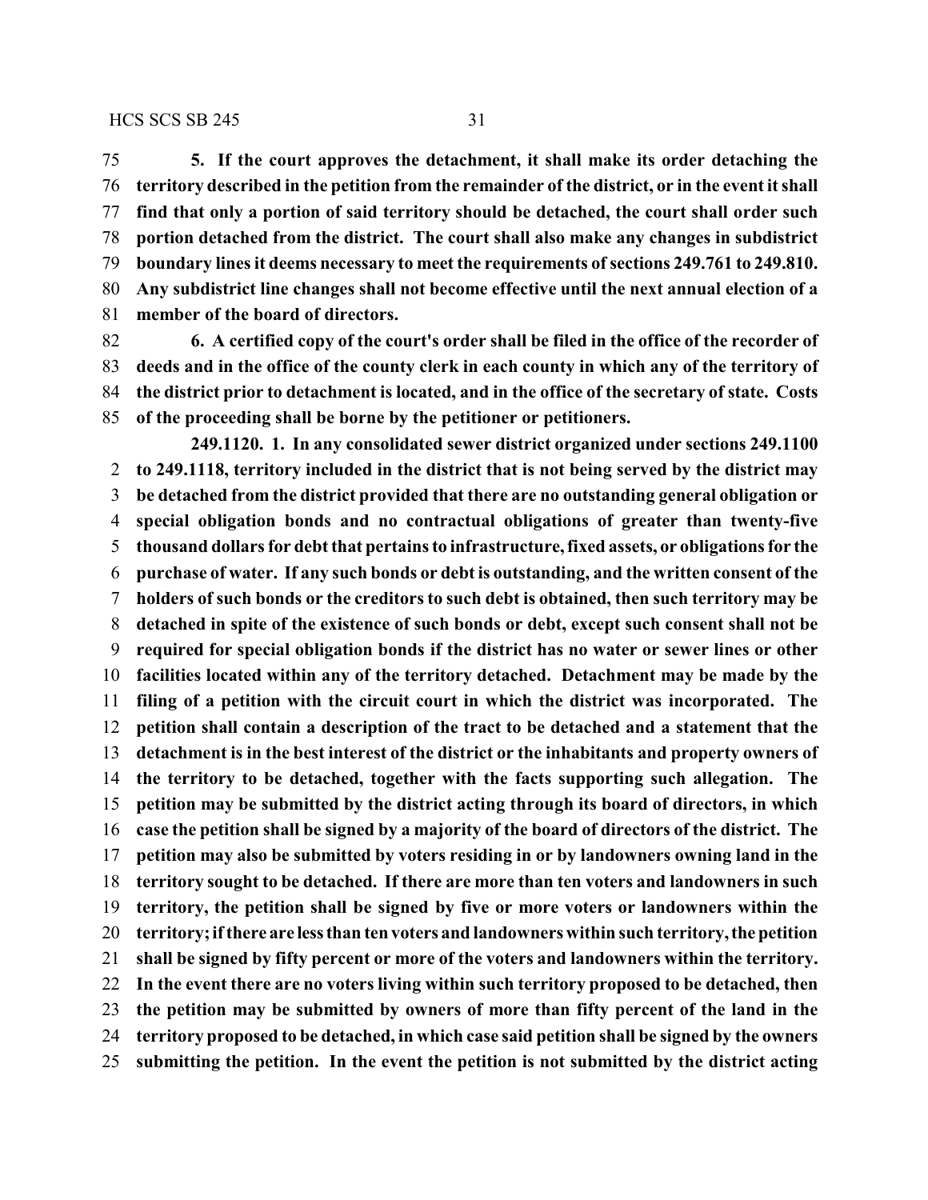**5. If the court approves the detachment, it shall make its order detaching the territory described in the petition from the remainder of the district, or in the event it shall find that only a portion of said territory should be detached, the court shall order such portion detached from the district. The court shall also make any changes in subdistrict boundary lines it deems necessary to meet the requirements of sections 249.761 to 249.810. Any subdistrict line changes shall not become effective until the next annual election of a member of the board of directors.**

**6. A certified copy of the court's order shall be filed in the office of the recorder of deeds and in the office of the county clerk in each county in which any of the territory of the district prior to detachment is located, and in the office of the secretary of state. Costs of the proceeding shall be borne by the petitioner or petitioners.**

**249.1120. 1. In any consolidated sewer district organized under sections 249.1100 to 249.1118, territory included in the district that is not being served by the district may be detached from the district provided that there are no outstanding general obligation or special obligation bonds and no contractual obligations of greater than twenty-five thousand dollars for debt that pertains to infrastructure, fixed assets, or obligations for the purchase of water. If any such bonds or debt is outstanding, and the written consent of the holders of such bonds or the creditors to such debt is obtained, then such territory may be detached in spite of the existence of such bonds or debt, except such consent shall not be required for special obligation bonds if the district has no water or sewer lines or other facilities located within any of the territory detached. Detachment may be made by the filing of a petition with the circuit court in which the district was incorporated. The petition shall contain a description of the tract to be detached and a statement that the detachment is in the best interest of the district or the inhabitants and property owners of the territory to be detached, together with the facts supporting such allegation. The petition may be submitted by the district acting through its board of directors, in which case the petition shall be signed by a majority of the board of directors of the district. The petition may also be submitted by voters residing in or by landowners owning land in the territory sought to be detached. If there are more than ten voters and landowners in such territory, the petition shall be signed by five or more voters or landowners within the territory; if there are less than ten voters and landowners within such territory, the petition shall be signed by fifty percent or more of the voters and landowners within the territory. In the event there are no voters living within such territory proposed to be detached, then the petition may be submitted by owners of more than fifty percent of the land in the territory proposed to be detached, in which case said petition shall be signed by the owners submitting the petition. In the event the petition is not submitted by the district acting**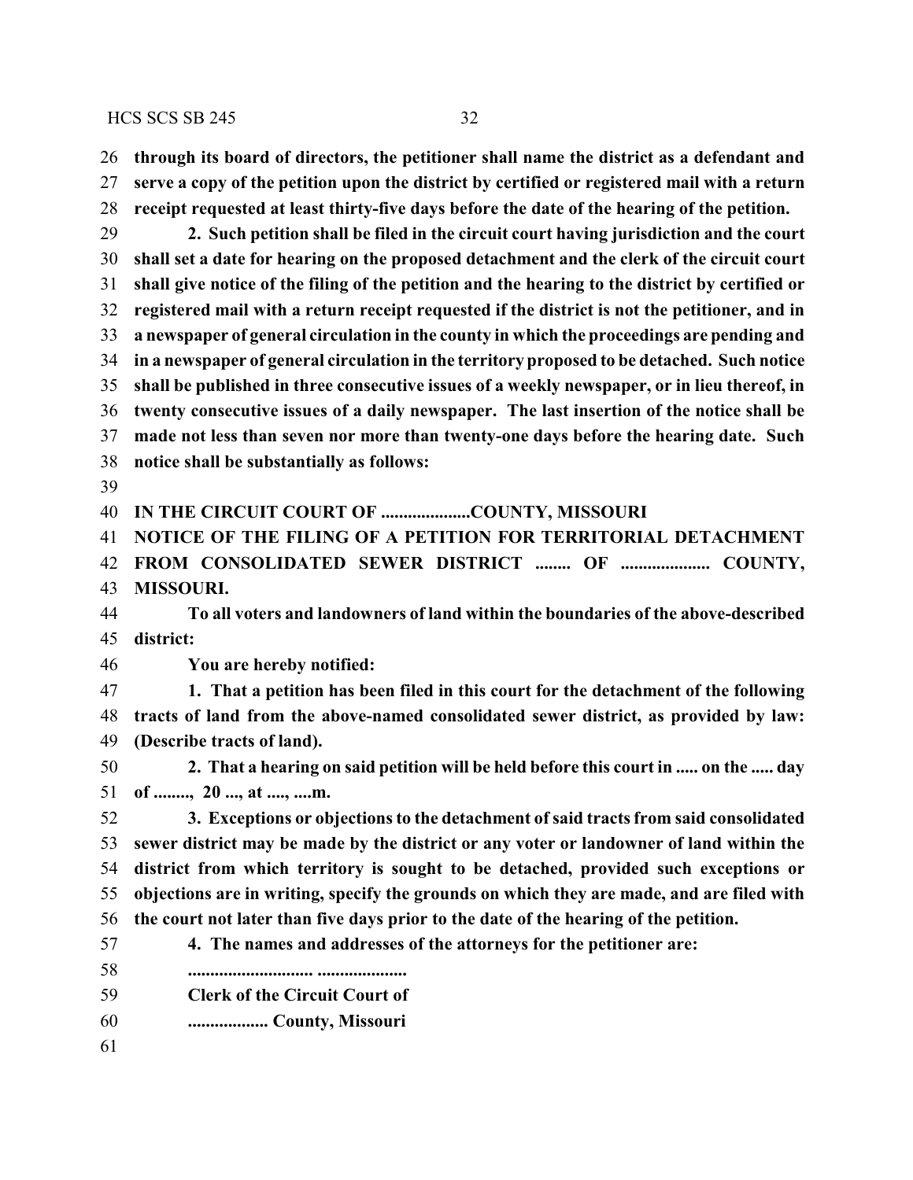**through its board of directors, the petitioner shall name the district as a defendant and serve a copy of the petition upon the district by certified or registered mail with a return receipt requested at least thirty-five days before the date of the hearing of the petition.**

**2. Such petition shall be filed in the circuit court having jurisdiction and the court shall set a date for hearing on the proposed detachment and the clerk of the circuit court shall give notice of the filing of the petition and the hearing to the district by certified or registered mail with a return receipt requested if the district is not the petitioner, and in a newspaper of general circulation in the county in which the proceedings are pending and in a newspaper of general circulation in the territory proposed to be detached. Such notice shall be published in three consecutive issues of a weekly newspaper, or in lieu thereof, in twenty consecutive issues of a daily newspaper. The last insertion of the notice shall be made not less than seven nor more than twenty-one days before the hearing date. Such notice shall be substantially as follows:**

**IN THE CIRCUIT COURT OF ....................COUNTY, MISSOURI**

**NOTICE OF THE FILING OF A PETITION FOR TERRITORIAL DETACHMENT FROM CONSOLIDATED SEWER DISTRICT ........ OF .................... COUNTY, MISSOURI.**

**To all voters and landowners of land within the boundaries of the above-described district:**

**You are hereby notified:**

**1. That a petition has been filed in this court for the detachment of the following tracts of land from the above-named consolidated sewer district, as provided by law: (Describe tracts of land).**

**2. That a hearing on said petition will be held before this court in ..... on the ..... day of ........, 20 ..., at ...., ....m.**

**3. Exceptions or objections to the detachment of said tracts from said consolidated sewer district may be made by the district or any voter or landowner of land within the district from which territory is sought to be detached, provided such exceptions or objections are in writing, specify the grounds on which they are made, and are filed with the court not later than five days prior to the date of the hearing of the petition.**

**4. The names and addresses of the attorneys for the petitioner are:**

**............................ ....................**

**Clerk of the Circuit Court of**

**.................. County, Missouri**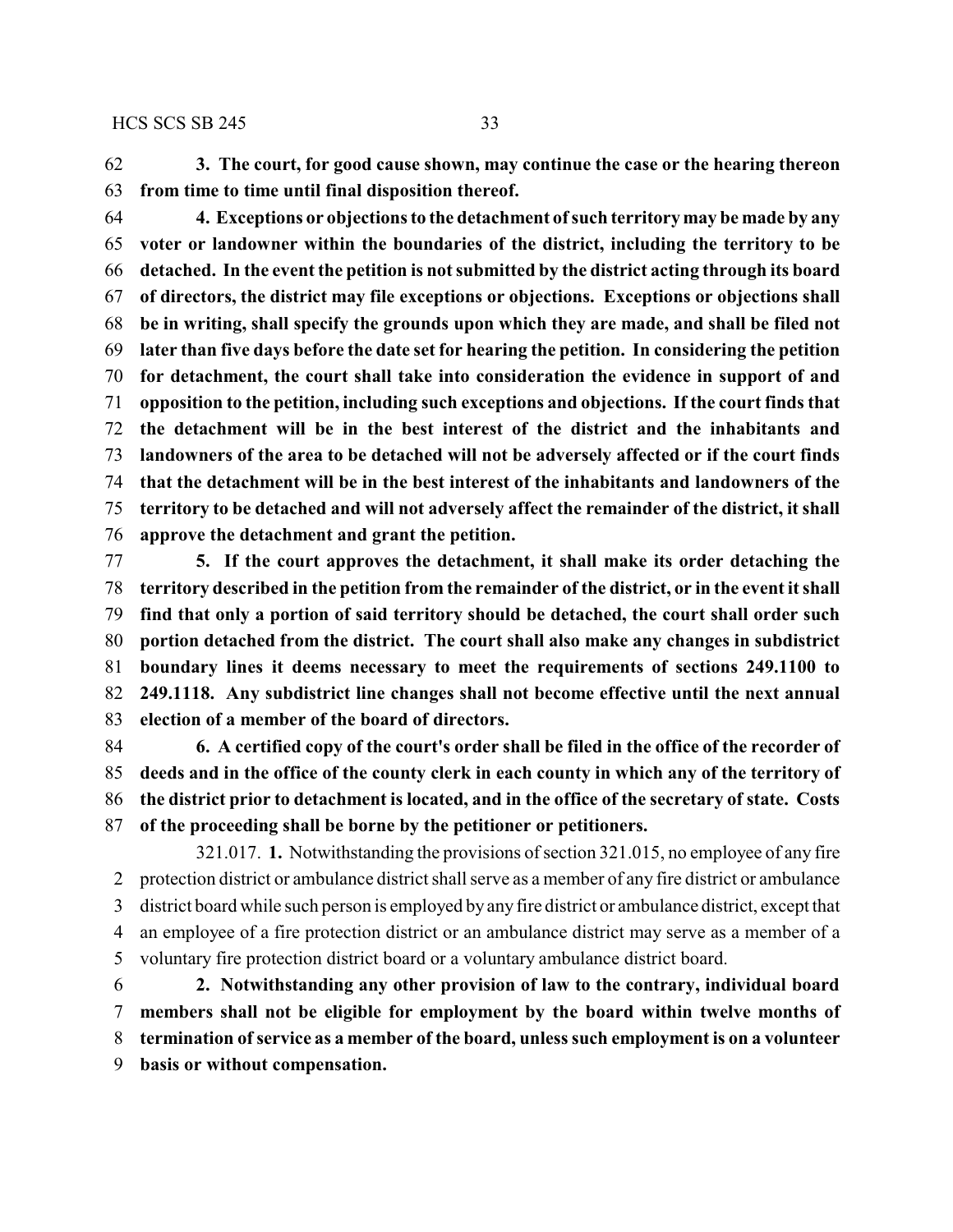**3. The court, for good cause shown, may continue the case or the hearing thereon from time to time until final disposition thereof.**

**4. Exceptions or objections to the detachment of such territory may be made by any voter or landowner within the boundaries of the district, including the territory to be detached. In the event the petition is not submitted by the district acting through its board of directors, the district may file exceptions or objections. Exceptions or objections shall be in writing, shall specify the grounds upon which they are made, and shall be filed not later than five days before the date set for hearing the petition. In considering the petition for detachment, the court shall take into consideration the evidence in support of and opposition to the petition, including such exceptions and objections. If the court finds that the detachment will be in the best interest of the district and the inhabitants and landowners of the area to be detached will not be adversely affected or if the court finds that the detachment will be in the best interest of the inhabitants and landowners of the territory to be detached and will not adversely affect the remainder of the district, it shall approve the detachment and grant the petition.**

**5. If the court approves the detachment, it shall make its order detaching the territory described in the petition from the remainder of the district, or in the event it shall find that only a portion of said territory should be detached, the court shall order such portion detached from the district. The court shall also make any changes in subdistrict boundary lines it deems necessary to meet the requirements of sections 249.1100 to 249.1118. Any subdistrict line changes shall not become effective until the next annual election of a member of the board of directors.**

**6. A certified copy of the court's order shall be filed in the office of the recorder of deeds and in the office of the county clerk in each county in which any of the territory of the district prior to detachment is located, and in the office of the secretary of state. Costs of the proceeding shall be borne by the petitioner or petitioners.**

321.017. **1.** Notwithstanding the provisions of section 321.015, no employee of any fire protection district or ambulance district shall serve as a member of any fire district or ambulance district board while such person is employed by any fire district or ambulance district, except that an employee of a fire protection district or an ambulance district may serve as a member of a voluntary fire protection district board or a voluntary ambulance district board.

**2. Notwithstanding any other provision of law to the contrary, individual board members shall not be eligible for employment by the board within twelve months of termination of service as a member of the board, unless such employment is on a volunteer basis or without compensation.**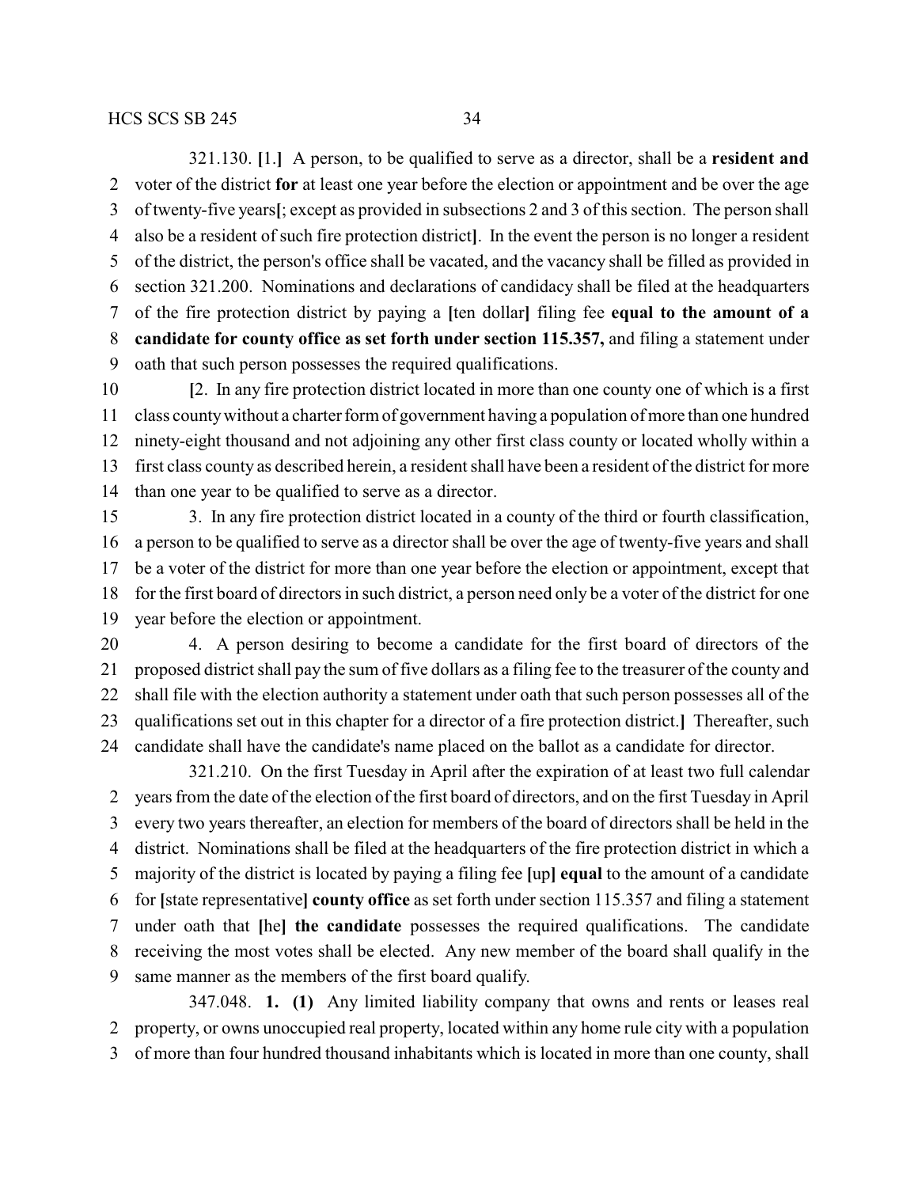321.130. [1.] A person, to be qualified to serve as a director, shall be a **resident and** voter of the district **for** at least one year before the election or appointment and be over the age of twenty-five years[; except as provided in subsections 2 and 3 of this section. The person shall also be a resident of such fire protection district]. In the event the person is no longer a resident of the district, the person's office shall be vacated, and the vacancy shall be filled as provided in section 321.200. Nominations and declarations of candidacy shall be filed at the headquarters of the fire protection district by paying a [ten dollar] filing fee **equal to the amount of a candidate for county office as set forth under section 115.357,** and filing a statement under oath that such person possesses the required qualifications.

[2. In any fire protection district located in more than one county one of which is a first class county without a charter form of government having a population of more than one hundred ninety-eight thousand and not adjoining any other first class county or located wholly within a first class county as described herein, a resident shall have been a resident of the district for more than one year to be qualified to serve as a director.

3. In any fire protection district located in a county of the third or fourth classification, a person to be qualified to serve as a director shall be over the age of twenty-five years and shall be a voter of the district for more than one year before the election or appointment, except that for the first board of directors in such district, a person need only be a voter of the district for one year before the election or appointment.

4. A person desiring to become a candidate for the first board of directors of the proposed district shall pay the sum of five dollars as a filing fee to the treasurer of the county and shall file with the election authority a statement under oath that such person possesses all of the qualifications set out in this chapter for a director of a fire protection district.] Thereafter, such candidate shall have the candidate's name placed on the ballot as a candidate for director.

321.210. On the first Tuesday in April after the expiration of at least two full calendar years from the date of the election of the first board of directors, and on the first Tuesday in April every two years thereafter, an election for members of the board of directors shall be held in the district. Nominations shall be filed at the headquarters of the fire protection district in which a majority of the district is located by paying a filing fee [up] **equal** to the amount of a candidate for [state representative] **county office** as set forth under section 115.357 and filing a statement under oath that [he] **the candidate** possesses the required qualifications. The candidate receiving the most votes shall be elected. Any new member of the board shall qualify in the same manner as the members of the first board qualify.

347.048. **1. (1)** Any limited liability company that owns and rents or leases real property, or owns unoccupied real property, located within any home rule city with a population of more than four hundred thousand inhabitants which is located in more than one county, shall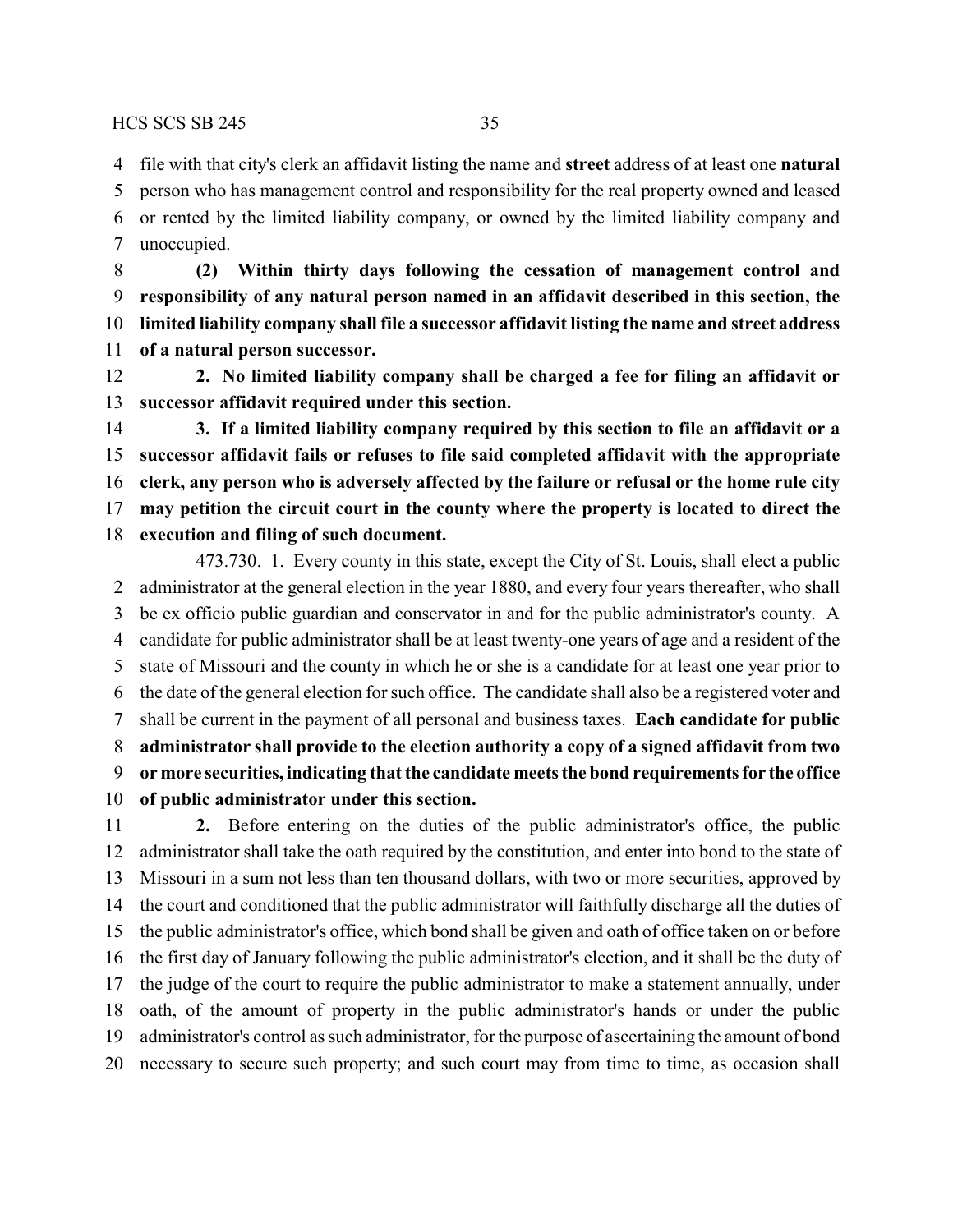file with that city's clerk an affidavit listing the name and **street** address of at least one **natural** person who has management control and responsibility for the real property owned and leased or rented by the limited liability company, or owned by the limited liability company and unoccupied.

**(2) Within thirty days following the cessation of management control and responsibility of any natural person named in an affidavit described in this section, the limited liability company shall file a successor affidavit listing the name and street address of a natural person successor.**

**2. No limited liability company shall be charged a fee for filing an affidavit or successor affidavit required under this section.**

**3. If a limited liability company required by this section to file an affidavit or a successor affidavit fails or refuses to file said completed affidavit with the appropriate clerk, any person who is adversely affected by the failure or refusal or the home rule city may petition the circuit court in the county where the property is located to direct the execution and filing of such document.**

473.730. 1. Every county in this state, except the City of St. Louis, shall elect a public administrator at the general election in the year 1880, and every four years thereafter, who shall be ex officio public guardian and conservator in and for the public administrator's county. A candidate for public administrator shall be at least twenty-one years of age and a resident of the state of Missouri and the county in which he or she is a candidate for at least one year prior to the date of the general election for such office. The candidate shall also be a registered voter and shall be current in the payment of all personal and business taxes. **Each candidate for public administrator shall provide to the election authority a copy of a signed affidavit from two or more securities, indicating that the candidate meets the bond requirements for the office of public administrator under this section.**

**2.** Before entering on the duties of the public administrator's office, the public administrator shall take the oath required by the constitution, and enter into bond to the state of Missouri in a sum not less than ten thousand dollars, with two or more securities, approved by the court and conditioned that the public administrator will faithfully discharge all the duties of the public administrator's office, which bond shall be given and oath of office taken on or before the first day of January following the public administrator's election, and it shall be the duty of the judge of the court to require the public administrator to make a statement annually, under oath, of the amount of property in the public administrator's hands or under the public administrator's control as such administrator, for the purpose of ascertaining the amount of bond necessary to secure such property; and such court may from time to time, as occasion shall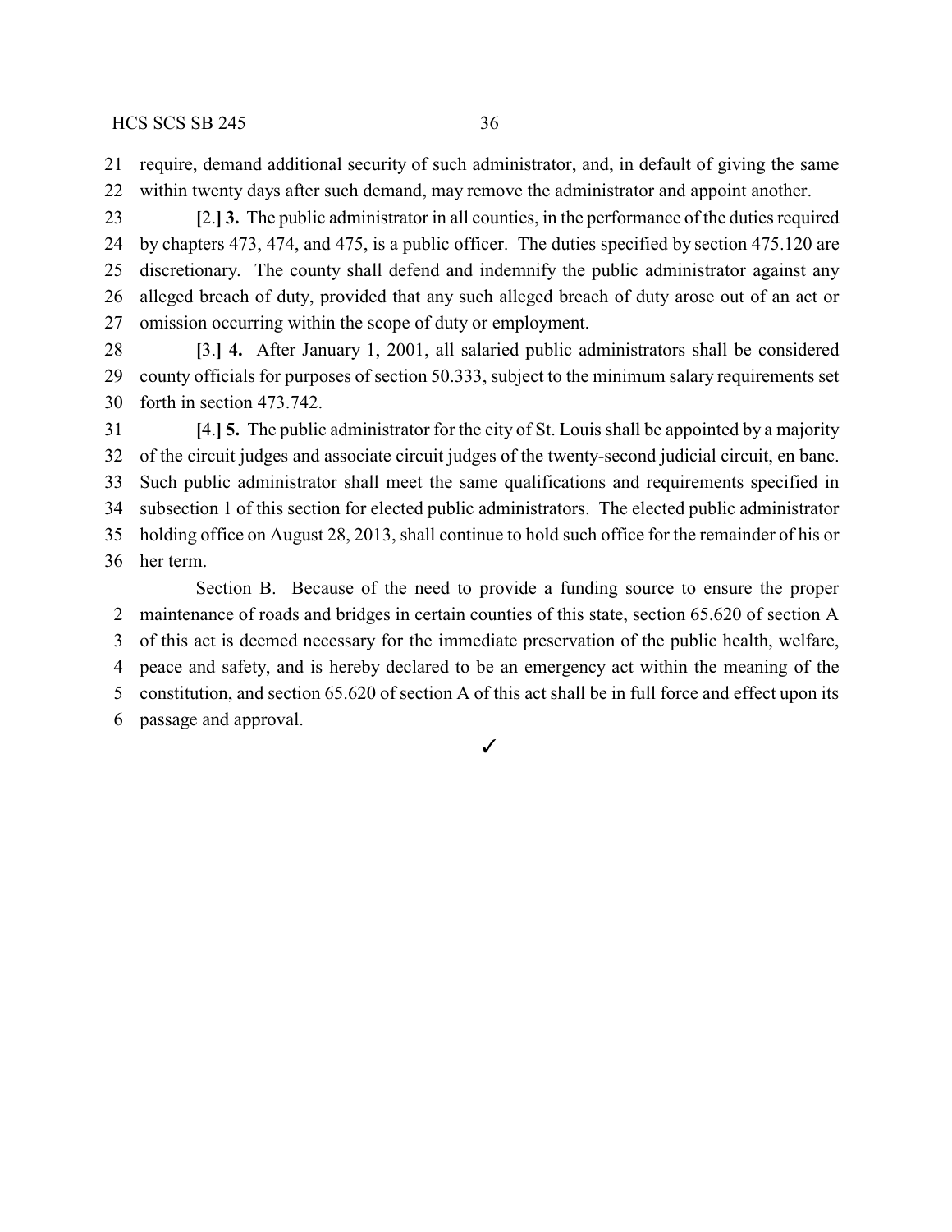require, demand additional security of such administrator, and, in default of giving the same within twenty days after such demand, may remove the administrator and appoint another.

[2.] **3.** The public administrator in all counties, in the performance of the duties required by chapters 473, 474, and 475, is a public officer. The duties specified by section 475.120 are discretionary. The county shall defend and indemnify the public administrator against any alleged breach of duty, provided that any such alleged breach of duty arose out of an act or omission occurring within the scope of duty or employment.

[3.] **4.** After January 1, 2001, all salaried public administrators shall be considered county officials for purposes of section 50.333, subject to the minimum salary requirements set forth in section 473.742.

[4.] **5.** The public administrator for the city of St. Louis shall be appointed by a majority of the circuit judges and associate circuit judges of the twenty-second judicial circuit, en banc. Such public administrator shall meet the same qualifications and requirements specified in subsection 1 of this section for elected public administrators. The elected public administrator holding office on August 28, 2013, shall continue to hold such office for the remainder of his or her term.

Section B. Because of the need to provide a funding source to ensure the proper maintenance of roads and bridges in certain counties of this state, section 65.620 of section A of this act is deemed necessary for the immediate preservation of the public health, welfare, peace and safety, and is hereby declared to be an emergency act within the meaning of the constitution, and section 65.620 of section A of this act shall be in full force and effect upon its passage and approval.

✓